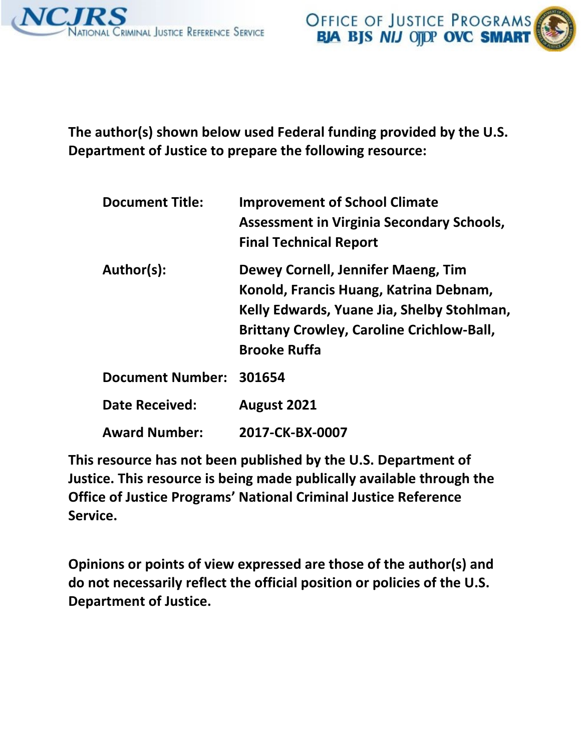**The author(s) shown below used Federal funding provided by the U.S. Department of Justice to prepare the following resource:**

| | |
|---|---|
| **Document Title:** | **Improvement of School Climate Assessment in Virginia Secondary Schools, Final Technical Report** |
| **Author(s):** | **Dewey Cornell, Jennifer Maeng, Tim Konold, Francis Huang, Katrina Debnam, Kelly Edwards, Yuane Jia, Shelby Stohlman, Brittany Crowley, Caroline Crichlow-Ball, Brooke Ruffa** |
| **Document Number:** | **301654** |
| **Date Received:** | **August 2021** |
| **Award Number:** | **2017-CK-BX-0007** |

**This resource has not been published by the U.S. Department of Justice. This resource is being made publically available through the Office of Justice Programs' National Criminal Justice Reference Service.**

**Opinions or points of view expressed are those of the author(s) and do not necessarily reflect the official position or policies of the U.S. Department of Justice.**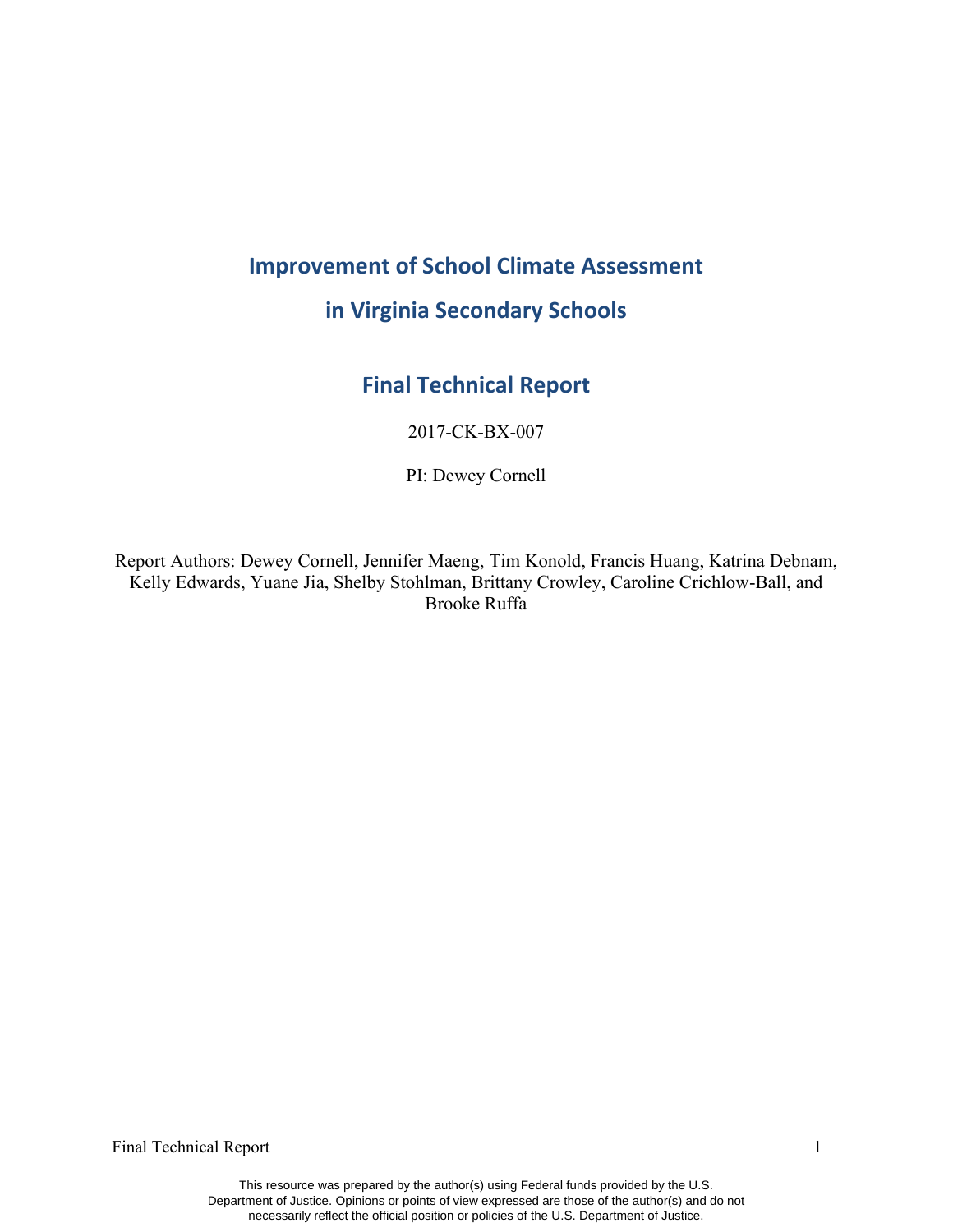# Improvement of School Climate Assessment in Virginia Secondary Schools

## Final Technical Report

2017-CK-BX-007

PI: Dewey Cornell

Report Authors: Dewey Cornell, Jennifer Maeng, Tim Konold, Francis Huang, Katrina Debnam, Kelly Edwards, Yuane Jia, Shelby Stohlman, Brittany Crowley, Caroline Crichlow-Ball, and Brooke Ruffa

This resource was prepared by the author(s) using Federal funds provided by the U.S. Department of Justice. Opinions or points of view expressed are those of the author(s) and do not necessarily reflect the official position or policies of the U.S. Department of Justice.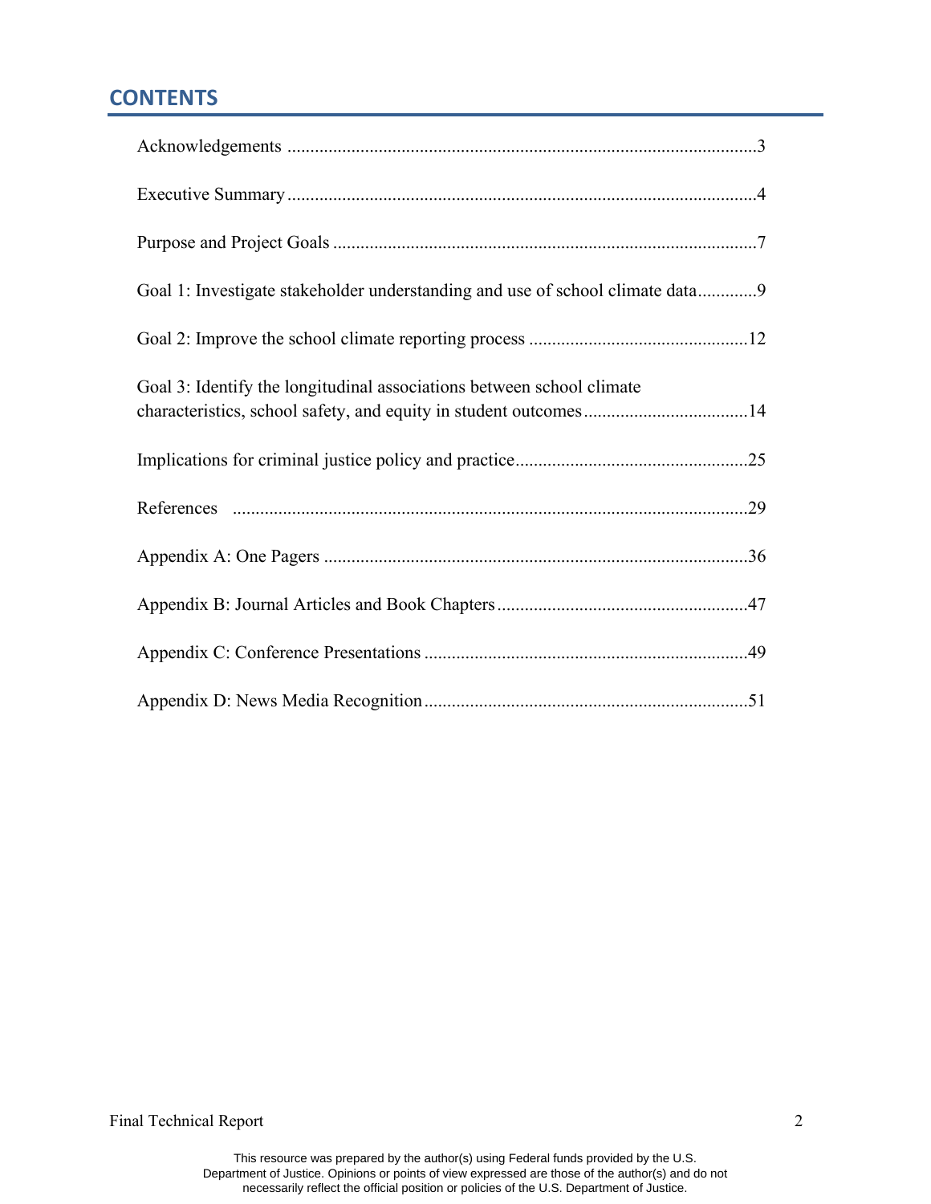## CONTENTS

Acknowledgements ......................................................................................................3

Executive Summary ......................................................................................................4

Purpose and Project Goals ............................................................................................7

Goal 1: Investigate stakeholder understanding and use of school climate data.............9

Goal 2: Improve the school climate reporting process ................................................12

Goal 3: Identify the longitudinal associations between school climate characteristics, school safety, and equity in student outcomes....................................14

Implications for criminal justice policy and practice...................................................25

References .................................................................................................................29

Appendix A: One Pagers ............................................................................................36

Appendix B: Journal Articles and Book Chapters......................................................47

Appendix C: Conference Presentations ......................................................................49

Appendix D: News Media Recognition......................................................................51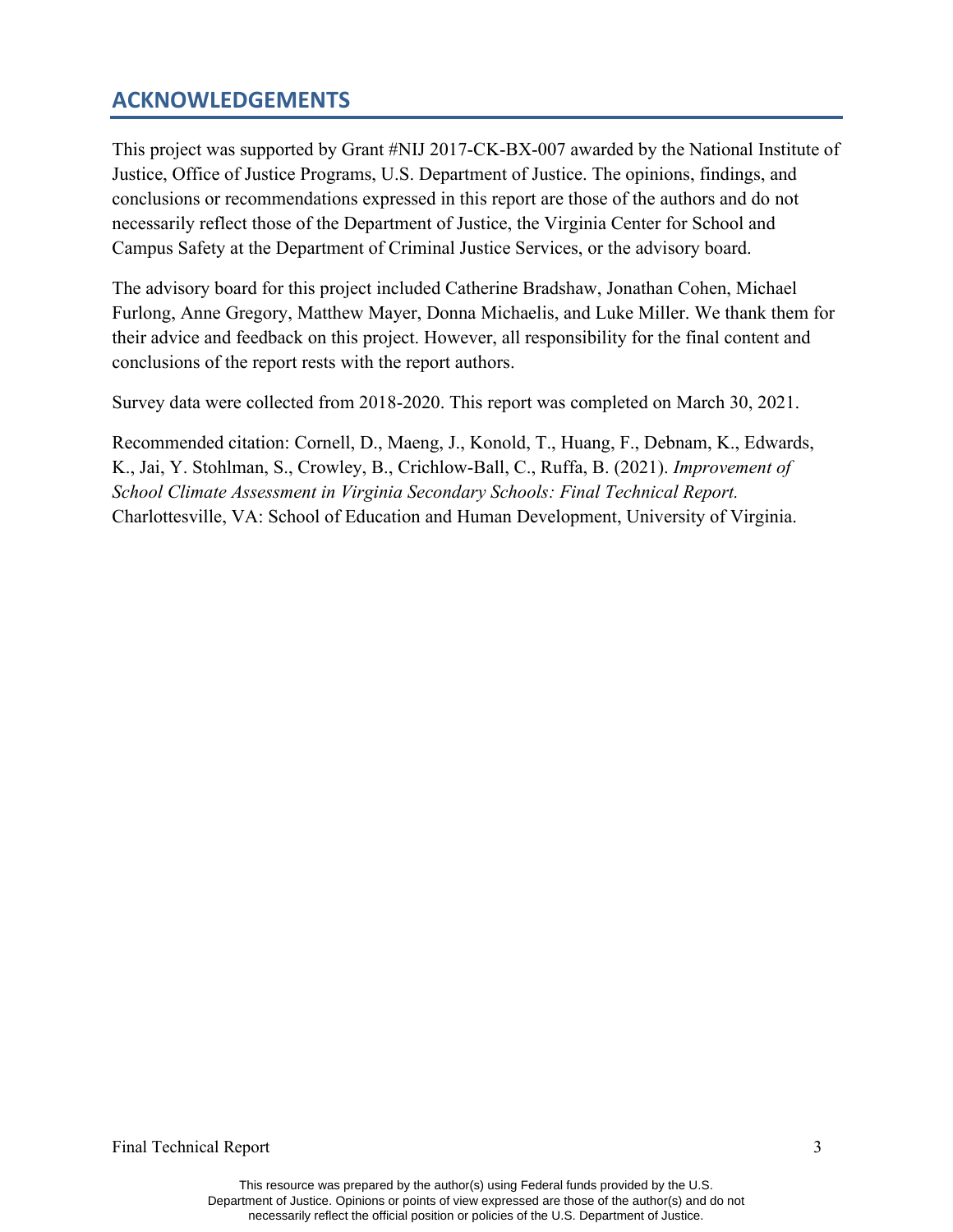## ACKNOWLEDGEMENTS

This project was supported by Grant #NIJ 2017-CK-BX-007 awarded by the National Institute of Justice, Office of Justice Programs, U.S. Department of Justice. The opinions, findings, and conclusions or recommendations expressed in this report are those of the authors and do not necessarily reflect those of the Department of Justice, the Virginia Center for School and Campus Safety at the Department of Criminal Justice Services, or the advisory board.

The advisory board for this project included Catherine Bradshaw, Jonathan Cohen, Michael Furlong, Anne Gregory, Matthew Mayer, Donna Michaelis, and Luke Miller. We thank them for their advice and feedback on this project. However, all responsibility for the final content and conclusions of the report rests with the report authors.

Survey data were collected from 2018-2020. This report was completed on March 30, 2021.

Recommended citation: Cornell, D., Maeng, J., Konold, T., Huang, F., Debnam, K., Edwards, K., Jai, Y. Stohlman, S., Crowley, B., Crichlow-Ball, C., Ruffa, B. (2021). *Improvement of School Climate Assessment in Virginia Secondary Schools: Final Technical Report.* Charlottesville, VA: School of Education and Human Development, University of Virginia.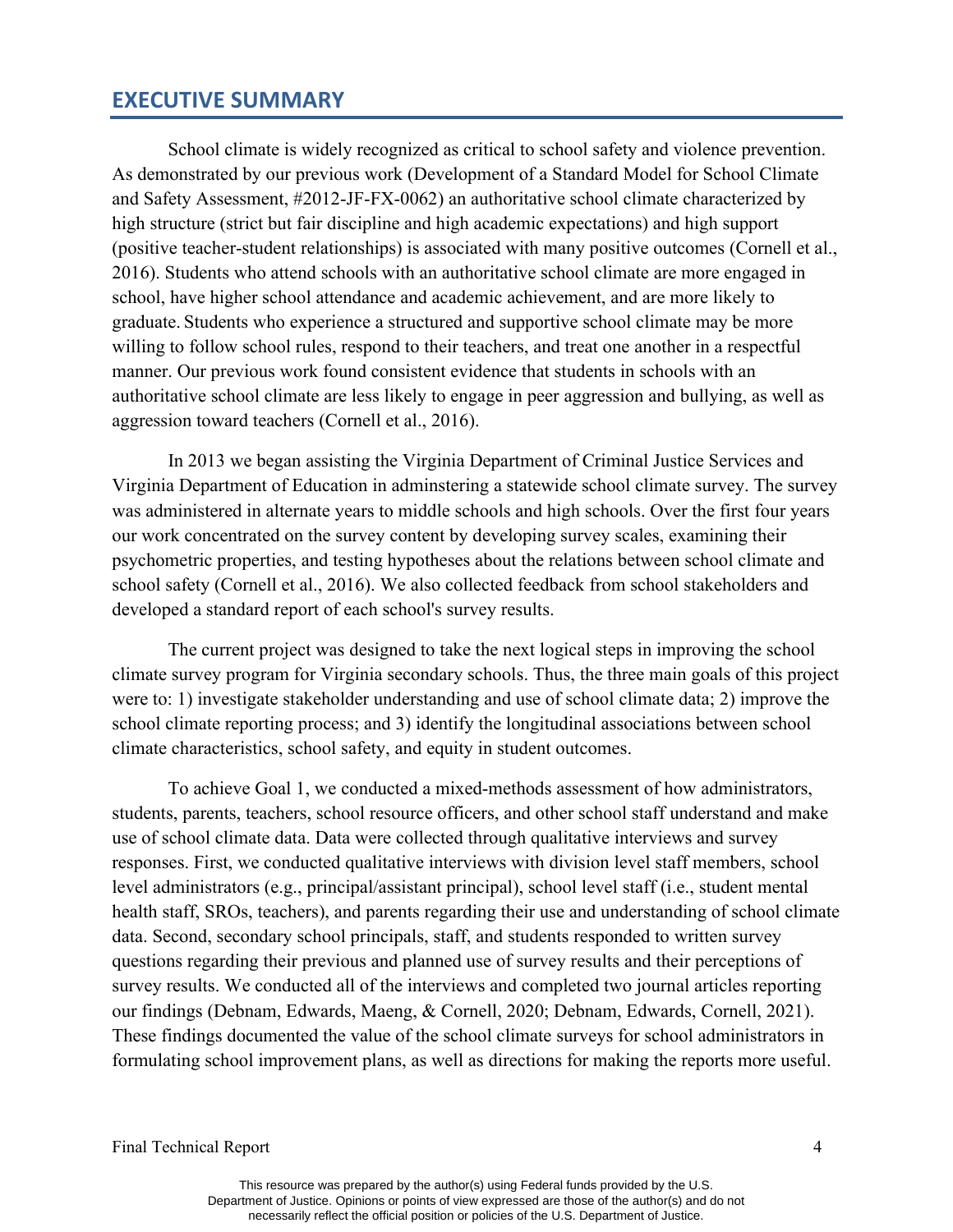## EXECUTIVE SUMMARY

School climate is widely recognized as critical to school safety and violence prevention. As demonstrated by our previous work (Development of a Standard Model for School Climate and Safety Assessment, #2012-JF-FX-0062) an authoritative school climate characterized by high structure (strict but fair discipline and high academic expectations) and high support (positive teacher-student relationships) is associated with many positive outcomes (Cornell et al., 2016). Students who attend schools with an authoritative school climate are more engaged in school, have higher school attendance and academic achievement, and are more likely to graduate. Students who experience a structured and supportive school climate may be more willing to follow school rules, respond to their teachers, and treat one another in a respectful manner. Our previous work found consistent evidence that students in schools with an authoritative school climate are less likely to engage in peer aggression and bullying, as well as aggression toward teachers (Cornell et al., 2016).

In 2013 we began assisting the Virginia Department of Criminal Justice Services and Virginia Department of Education in adminstering a statewide school climate survey. The survey was administered in alternate years to middle schools and high schools. Over the first four years our work concentrated on the survey content by developing survey scales, examining their psychometric properties, and testing hypotheses about the relations between school climate and school safety (Cornell et al., 2016). We also collected feedback from school stakeholders and developed a standard report of each school's survey results.

The current project was designed to take the next logical steps in improving the school climate survey program for Virginia secondary schools. Thus, the three main goals of this project were to: 1) investigate stakeholder understanding and use of school climate data; 2) improve the school climate reporting process; and 3) identify the longitudinal associations between school climate characteristics, school safety, and equity in student outcomes.

To achieve Goal 1, we conducted a mixed-methods assessment of how administrators, students, parents, teachers, school resource officers, and other school staff understand and make use of school climate data. Data were collected through qualitative interviews and survey responses. First, we conducted qualitative interviews with division level staff members, school level administrators (e.g., principal/assistant principal), school level staff (i.e., student mental health staff, SROs, teachers), and parents regarding their use and understanding of school climate data. Second, secondary school principals, staff, and students responded to written survey questions regarding their previous and planned use of survey results and their perceptions of survey results. We conducted all of the interviews and completed two journal articles reporting our findings (Debnam, Edwards, Maeng, & Cornell, 2020; Debnam, Edwards, Cornell, 2021). These findings documented the value of the school climate surveys for school administrators in formulating school improvement plans, as well as directions for making the reports more useful.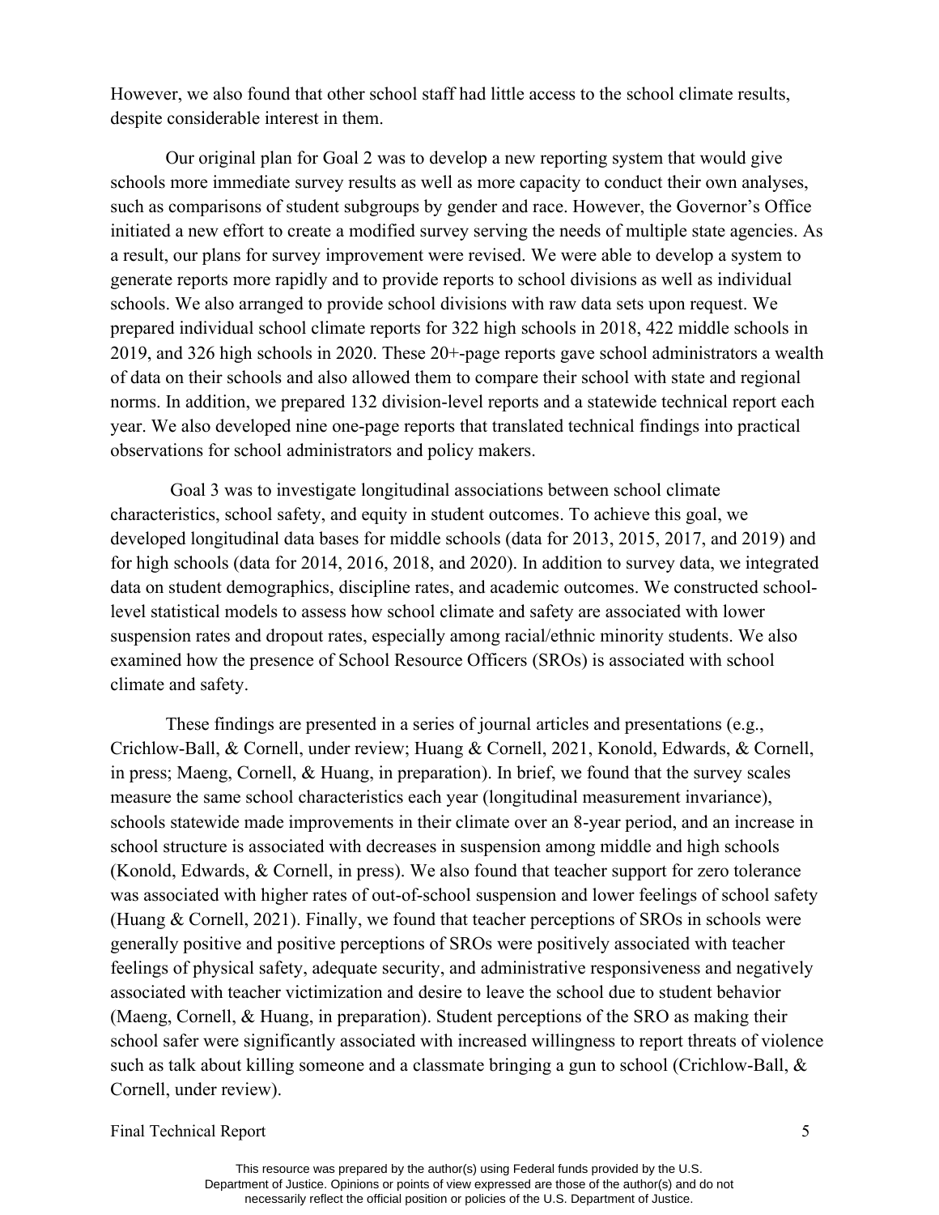However, we also found that other school staff had little access to the school climate results, despite considerable interest in them.

Our original plan for Goal 2 was to develop a new reporting system that would give schools more immediate survey results as well as more capacity to conduct their own analyses, such as comparisons of student subgroups by gender and race. However, the Governor's Office initiated a new effort to create a modified survey serving the needs of multiple state agencies. As a result, our plans for survey improvement were revised. We were able to develop a system to generate reports more rapidly and to provide reports to school divisions as well as individual schools. We also arranged to provide school divisions with raw data sets upon request. We prepared individual school climate reports for 322 high schools in 2018, 422 middle schools in 2019, and 326 high schools in 2020. These 20+-page reports gave school administrators a wealth of data on their schools and also allowed them to compare their school with state and regional norms. In addition, we prepared 132 division-level reports and a statewide technical report each year. We also developed nine one-page reports that translated technical findings into practical observations for school administrators and policy makers.

Goal 3 was to investigate longitudinal associations between school climate characteristics, school safety, and equity in student outcomes. To achieve this goal, we developed longitudinal data bases for middle schools (data for 2013, 2015, 2017, and 2019) and for high schools (data for 2014, 2016, 2018, and 2020). In addition to survey data, we integrated data on student demographics, discipline rates, and academic outcomes. We constructed school-level statistical models to assess how school climate and safety are associated with lower suspension rates and dropout rates, especially among racial/ethnic minority students. We also examined how the presence of School Resource Officers (SROs) is associated with school climate and safety.

These findings are presented in a series of journal articles and presentations (e.g., Crichlow-Ball, & Cornell, under review; Huang & Cornell, 2021, Konold, Edwards, & Cornell, in press; Maeng, Cornell, & Huang, in preparation). In brief, we found that the survey scales measure the same school characteristics each year (longitudinal measurement invariance), schools statewide made improvements in their climate over an 8-year period, and an increase in school structure is associated with decreases in suspension among middle and high schools (Konold, Edwards, & Cornell, in press). We also found that teacher support for zero tolerance was associated with higher rates of out-of-school suspension and lower feelings of school safety (Huang & Cornell, 2021). Finally, we found that teacher perceptions of SROs in schools were generally positive and positive perceptions of SROs were positively associated with teacher feelings of physical safety, adequate security, and administrative responsiveness and negatively associated with teacher victimization and desire to leave the school due to student behavior (Maeng, Cornell, & Huang, in preparation). Student perceptions of the SRO as making their school safer were significantly associated with increased willingness to report threats of violence such as talk about killing someone and a classmate bringing a gun to school (Crichlow-Ball, & Cornell, under review).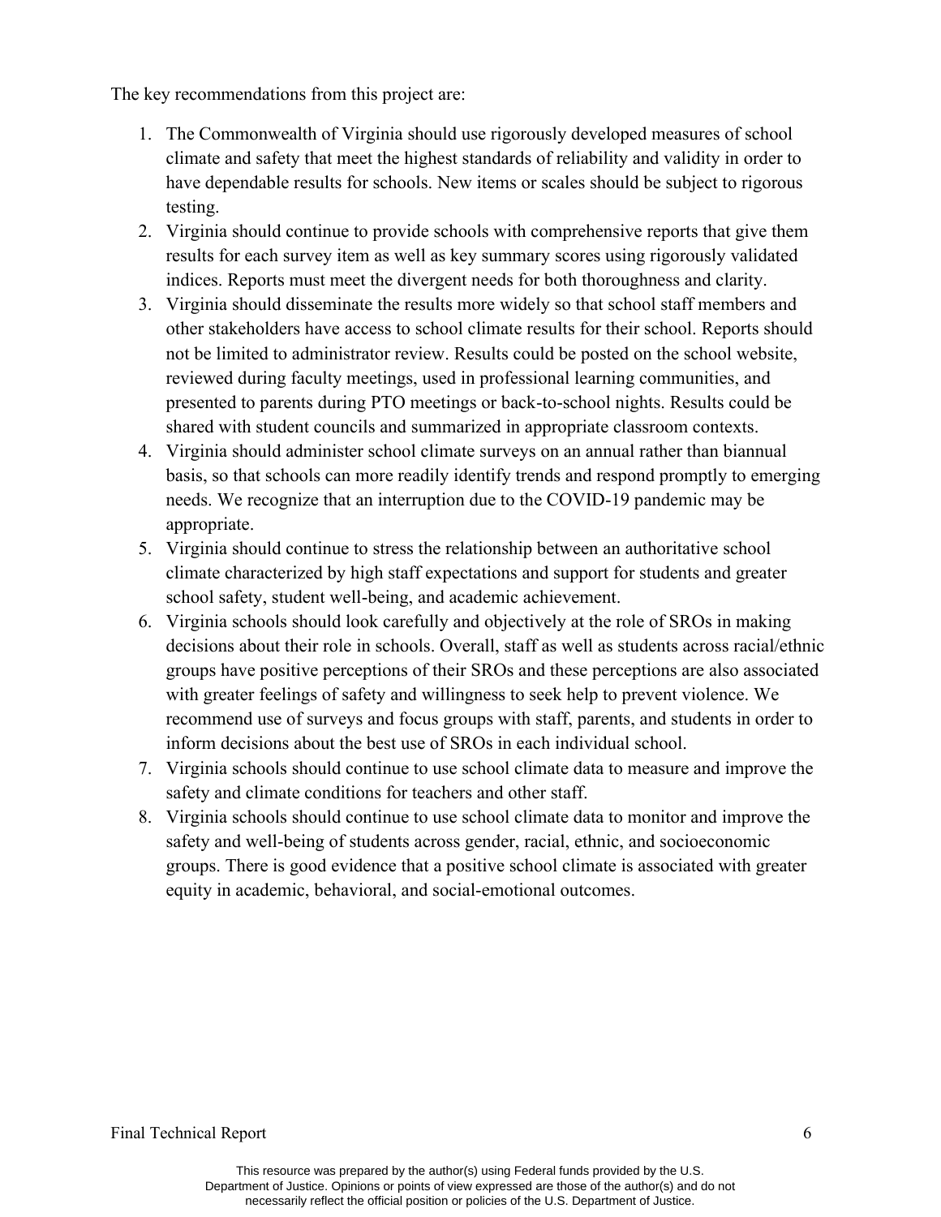The key recommendations from this project are:

1. The Commonwealth of Virginia should use rigorously developed measures of school climate and safety that meet the highest standards of reliability and validity in order to have dependable results for schools. New items or scales should be subject to rigorous testing.
2. Virginia should continue to provide schools with comprehensive reports that give them results for each survey item as well as key summary scores using rigorously validated indices. Reports must meet the divergent needs for both thoroughness and clarity.
3. Virginia should disseminate the results more widely so that school staff members and other stakeholders have access to school climate results for their school. Reports should not be limited to administrator review. Results could be posted on the school website, reviewed during faculty meetings, used in professional learning communities, and presented to parents during PTO meetings or back-to-school nights. Results could be shared with student councils and summarized in appropriate classroom contexts.
4. Virginia should administer school climate surveys on an annual rather than biannual basis, so that schools can more readily identify trends and respond promptly to emerging needs. We recognize that an interruption due to the COVID-19 pandemic may be appropriate.
5. Virginia should continue to stress the relationship between an authoritative school climate characterized by high staff expectations and support for students and greater school safety, student well-being, and academic achievement.
6. Virginia schools should look carefully and objectively at the role of SROs in making decisions about their role in schools. Overall, staff as well as students across racial/ethnic groups have positive perceptions of their SROs and these perceptions are also associated with greater feelings of safety and willingness to seek help to prevent violence. We recommend use of surveys and focus groups with staff, parents, and students in order to inform decisions about the best use of SROs in each individual school.
7. Virginia schools should continue to use school climate data to measure and improve the safety and climate conditions for teachers and other staff.
8. Virginia schools should continue to use school climate data to monitor and improve the safety and well-being of students across gender, racial, ethnic, and socioeconomic groups. There is good evidence that a positive school climate is associated with greater equity in academic, behavioral, and social-emotional outcomes.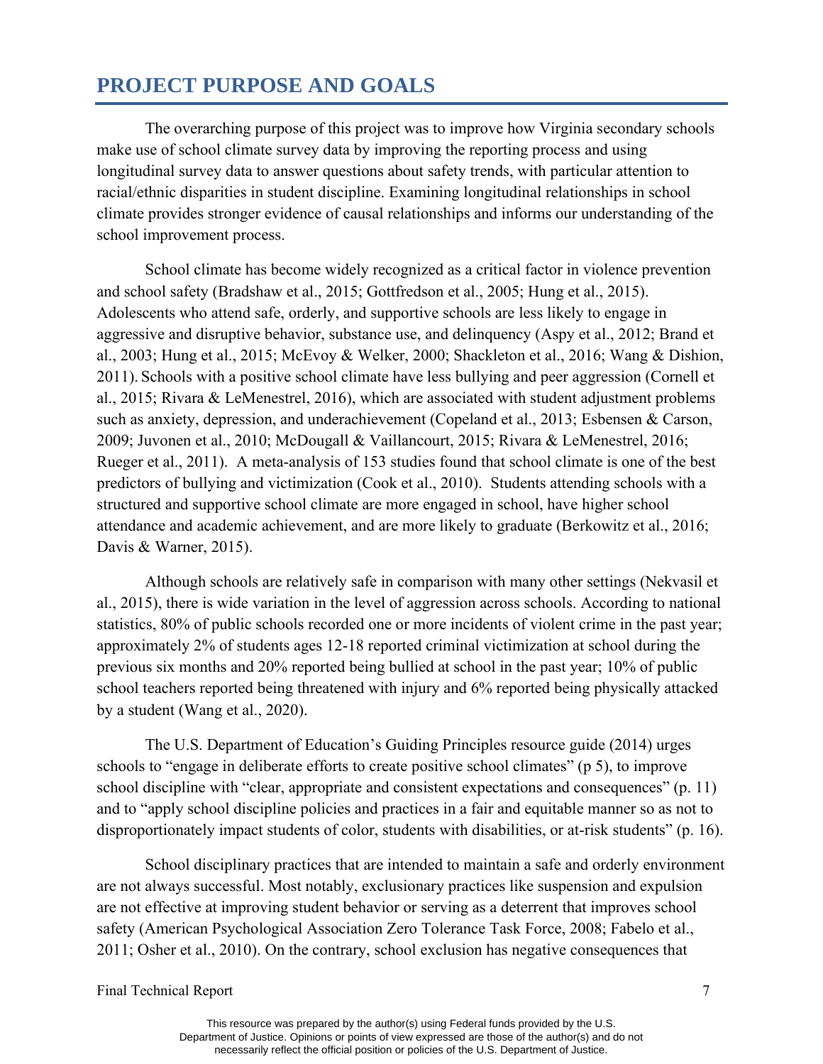## PROJECT PURPOSE AND GOALS

The overarching purpose of this project was to improve how Virginia secondary schools make use of school climate survey data by improving the reporting process and using longitudinal survey data to answer questions about safety trends, with particular attention to racial/ethnic disparities in student discipline. Examining longitudinal relationships in school climate provides stronger evidence of causal relationships and informs our understanding of the school improvement process.

School climate has become widely recognized as a critical factor in violence prevention and school safety (Bradshaw et al., 2015; Gottfredson et al., 2005; Hung et al., 2015). Adolescents who attend safe, orderly, and supportive schools are less likely to engage in aggressive and disruptive behavior, substance use, and delinquency (Aspy et al., 2012; Brand et al., 2003; Hung et al., 2015; McEvoy & Welker, 2000; Shackleton et al., 2016; Wang & Dishion, 2011). Schools with a positive school climate have less bullying and peer aggression (Cornell et al., 2015; Rivara & LeMenestrel, 2016), which are associated with student adjustment problems such as anxiety, depression, and underachievement (Copeland et al., 2013; Esbensen & Carson, 2009; Juvonen et al., 2010; McDougall & Vaillancourt, 2015; Rivara & LeMenestrel, 2016; Rueger et al., 2011). A meta-analysis of 153 studies found that school climate is one of the best predictors of bullying and victimization (Cook et al., 2010). Students attending schools with a structured and supportive school climate are more engaged in school, have higher school attendance and academic achievement, and are more likely to graduate (Berkowitz et al., 2016; Davis & Warner, 2015).

Although schools are relatively safe in comparison with many other settings (Nekvasil et al., 2015), there is wide variation in the level of aggression across schools. According to national statistics, 80% of public schools recorded one or more incidents of violent crime in the past year; approximately 2% of students ages 12-18 reported criminal victimization at school during the previous six months and 20% reported being bullied at school in the past year; 10% of public school teachers reported being threatened with injury and 6% reported being physically attacked by a student (Wang et al., 2020).

The U.S. Department of Education's Guiding Principles resource guide (2014) urges schools to "engage in deliberate efforts to create positive school climates" (p 5), to improve school discipline with "clear, appropriate and consistent expectations and consequences" (p. 11) and to "apply school discipline policies and practices in a fair and equitable manner so as not to disproportionately impact students of color, students with disabilities, or at-risk students" (p. 16).

School disciplinary practices that are intended to maintain a safe and orderly environment are not always successful. Most notably, exclusionary practices like suspension and expulsion are not effective at improving student behavior or serving as a deterrent that improves school safety (American Psychological Association Zero Tolerance Task Force, 2008; Fabelo et al., 2011; Osher et al., 2010). On the contrary, school exclusion has negative consequences that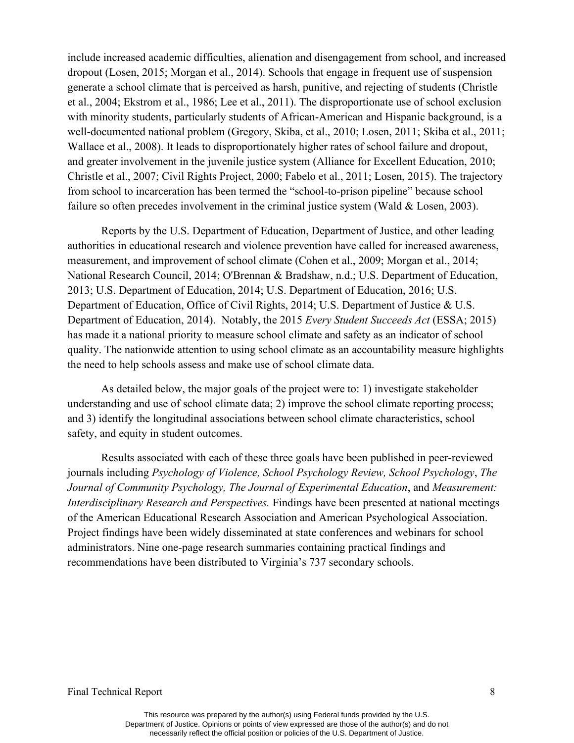include increased academic difficulties, alienation and disengagement from school, and increased dropout (Losen, 2015; Morgan et al., 2014). Schools that engage in frequent use of suspension generate a school climate that is perceived as harsh, punitive, and rejecting of students (Christle et al., 2004; Ekstrom et al., 1986; Lee et al., 2011). The disproportionate use of school exclusion with minority students, particularly students of African-American and Hispanic background, is a well-documented national problem (Gregory, Skiba, et al., 2010; Losen, 2011; Skiba et al., 2011; Wallace et al., 2008). It leads to disproportionately higher rates of school failure and dropout, and greater involvement in the juvenile justice system (Alliance for Excellent Education, 2010; Christle et al., 2007; Civil Rights Project, 2000; Fabelo et al., 2011; Losen, 2015). The trajectory from school to incarceration has been termed the "school-to-prison pipeline" because school failure so often precedes involvement in the criminal justice system (Wald & Losen, 2003).

Reports by the U.S. Department of Education, Department of Justice, and other leading authorities in educational research and violence prevention have called for increased awareness, measurement, and improvement of school climate (Cohen et al., 2009; Morgan et al., 2014; National Research Council, 2014; O'Brennan & Bradshaw, n.d.; U.S. Department of Education, 2013; U.S. Department of Education, 2014; U.S. Department of Education, 2016; U.S. Department of Education, Office of Civil Rights, 2014; U.S. Department of Justice & U.S. Department of Education, 2014). Notably, the 2015 *Every Student Succeeds Act* (ESSA; 2015) has made it a national priority to measure school climate and safety as an indicator of school quality. The nationwide attention to using school climate as an accountability measure highlights the need to help schools assess and make use of school climate data.

As detailed below, the major goals of the project were to: 1) investigate stakeholder understanding and use of school climate data; 2) improve the school climate reporting process; and 3) identify the longitudinal associations between school climate characteristics, school safety, and equity in student outcomes.

Results associated with each of these three goals have been published in peer-reviewed journals including *Psychology of Violence, School Psychology Review, School Psychology*, *The Journal of Community Psychology, The Journal of Experimental Education*, and *Measurement: Interdisciplinary Research and Perspectives.* Findings have been presented at national meetings of the American Educational Research Association and American Psychological Association. Project findings have been widely disseminated at state conferences and webinars for school administrators. Nine one-page research summaries containing practical findings and recommendations have been distributed to Virginia's 737 secondary schools.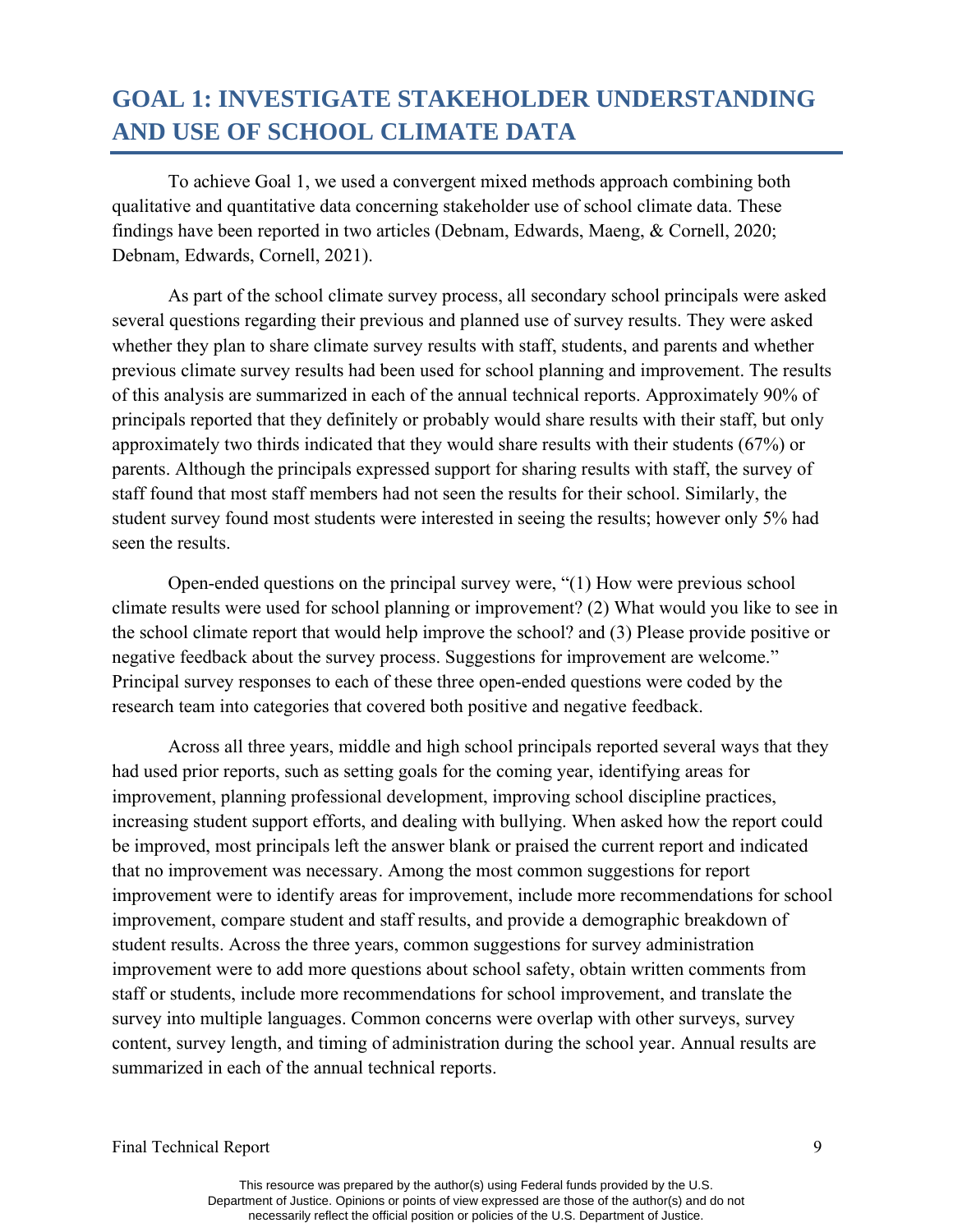# GOAL 1: INVESTIGATE STAKEHOLDER UNDERSTANDING AND USE OF SCHOOL CLIMATE DATA

To achieve Goal 1, we used a convergent mixed methods approach combining both qualitative and quantitative data concerning stakeholder use of school climate data. These findings have been reported in two articles (Debnam, Edwards, Maeng, & Cornell, 2020; Debnam, Edwards, Cornell, 2021).

As part of the school climate survey process, all secondary school principals were asked several questions regarding their previous and planned use of survey results. They were asked whether they plan to share climate survey results with staff, students, and parents and whether previous climate survey results had been used for school planning and improvement. The results of this analysis are summarized in each of the annual technical reports. Approximately 90% of principals reported that they definitely or probably would share results with their staff, but only approximately two thirds indicated that they would share results with their students (67%) or parents. Although the principals expressed support for sharing results with staff, the survey of staff found that most staff members had not seen the results for their school. Similarly, the student survey found most students were interested in seeing the results; however only 5% had seen the results.

Open-ended questions on the principal survey were, "(1) How were previous school climate results were used for school planning or improvement? (2) What would you like to see in the school climate report that would help improve the school? and (3) Please provide positive or negative feedback about the survey process. Suggestions for improvement are welcome." Principal survey responses to each of these three open-ended questions were coded by the research team into categories that covered both positive and negative feedback.

Across all three years, middle and high school principals reported several ways that they had used prior reports, such as setting goals for the coming year, identifying areas for improvement, planning professional development, improving school discipline practices, increasing student support efforts, and dealing with bullying. When asked how the report could be improved, most principals left the answer blank or praised the current report and indicated that no improvement was necessary. Among the most common suggestions for report improvement were to identify areas for improvement, include more recommendations for school improvement, compare student and staff results, and provide a demographic breakdown of student results. Across the three years, common suggestions for survey administration improvement were to add more questions about school safety, obtain written comments from staff or students, include more recommendations for school improvement, and translate the survey into multiple languages. Common concerns were overlap with other surveys, survey content, survey length, and timing of administration during the school year. Annual results are summarized in each of the annual technical reports.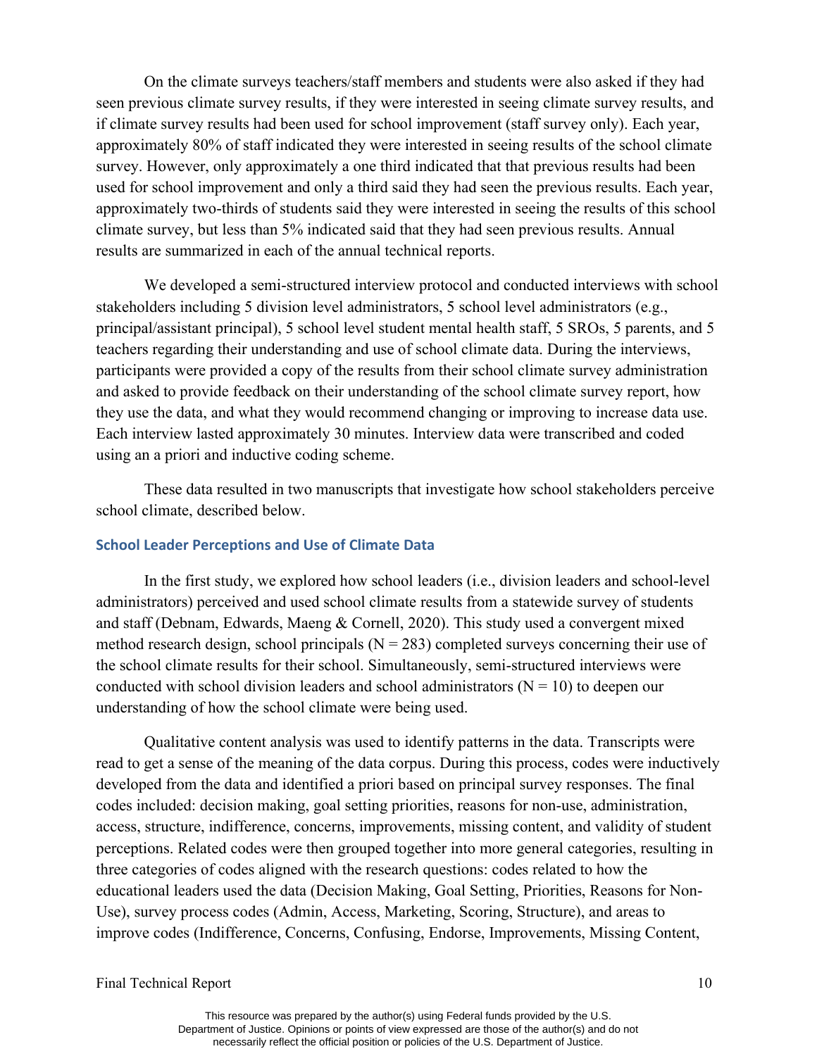On the climate surveys teachers/staff members and students were also asked if they had seen previous climate survey results, if they were interested in seeing climate survey results, and if climate survey results had been used for school improvement (staff survey only). Each year, approximately 80% of staff indicated they were interested in seeing results of the school climate survey. However, only approximately a one third indicated that that previous results had been used for school improvement and only a third said they had seen the previous results. Each year, approximately two-thirds of students said they were interested in seeing the results of this school climate survey, but less than 5% indicated said that they had seen previous results. Annual results are summarized in each of the annual technical reports.

We developed a semi-structured interview protocol and conducted interviews with school stakeholders including 5 division level administrators, 5 school level administrators (e.g., principal/assistant principal), 5 school level student mental health staff, 5 SROs, 5 parents, and 5 teachers regarding their understanding and use of school climate data. During the interviews, participants were provided a copy of the results from their school climate survey administration and asked to provide feedback on their understanding of the school climate survey report, how they use the data, and what they would recommend changing or improving to increase data use. Each interview lasted approximately 30 minutes. Interview data were transcribed and coded using an a priori and inductive coding scheme.

These data resulted in two manuscripts that investigate how school stakeholders perceive school climate, described below.

### School Leader Perceptions and Use of Climate Data

In the first study, we explored how school leaders (i.e., division leaders and school-level administrators) perceived and used school climate results from a statewide survey of students and staff (Debnam, Edwards, Maeng & Cornell, 2020). This study used a convergent mixed method research design, school principals (N = 283) completed surveys concerning their use of the school climate results for their school. Simultaneously, semi-structured interviews were conducted with school division leaders and school administrators (N = 10) to deepen our understanding of how the school climate were being used.

Qualitative content analysis was used to identify patterns in the data. Transcripts were read to get a sense of the meaning of the data corpus. During this process, codes were inductively developed from the data and identified a priori based on principal survey responses. The final codes included: decision making, goal setting priorities, reasons for non-use, administration, access, structure, indifference, concerns, improvements, missing content, and validity of student perceptions. Related codes were then grouped together into more general categories, resulting in three categories of codes aligned with the research questions: codes related to how the educational leaders used the data (Decision Making, Goal Setting, Priorities, Reasons for Non-Use), survey process codes (Admin, Access, Marketing, Scoring, Structure), and areas to improve codes (Indifference, Concerns, Confusing, Endorse, Improvements, Missing Content,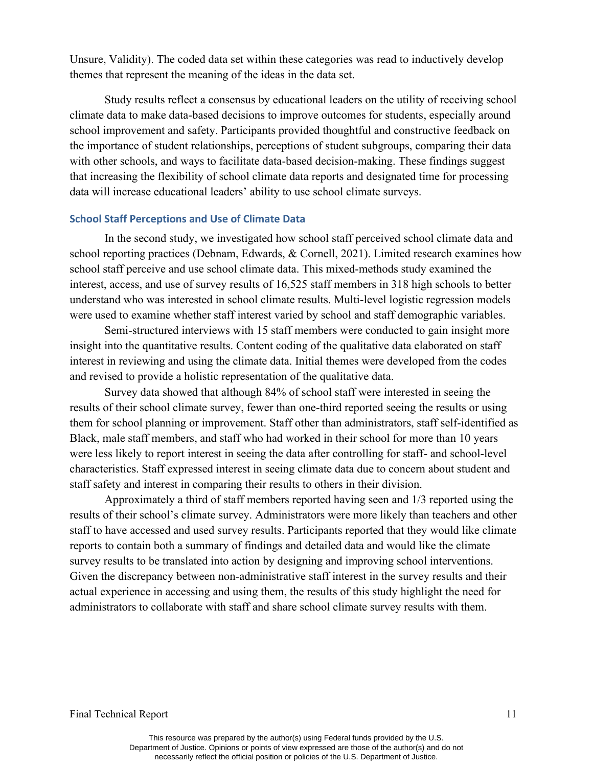Unsure, Validity). The coded data set within these categories was read to inductively develop themes that represent the meaning of the ideas in the data set.

Study results reflect a consensus by educational leaders on the utility of receiving school climate data to make data-based decisions to improve outcomes for students, especially around school improvement and safety. Participants provided thoughtful and constructive feedback on the importance of student relationships, perceptions of student subgroups, comparing their data with other schools, and ways to facilitate data-based decision-making. These findings suggest that increasing the flexibility of school climate data reports and designated time for processing data will increase educational leaders' ability to use school climate surveys.

### School Staff Perceptions and Use of Climate Data

In the second study, we investigated how school staff perceived school climate data and school reporting practices (Debnam, Edwards, & Cornell, 2021). Limited research examines how school staff perceive and use school climate data. This mixed-methods study examined the interest, access, and use of survey results of 16,525 staff members in 318 high schools to better understand who was interested in school climate results. Multi-level logistic regression models were used to examine whether staff interest varied by school and staff demographic variables.

Semi-structured interviews with 15 staff members were conducted to gain insight more insight into the quantitative results. Content coding of the qualitative data elaborated on staff interest in reviewing and using the climate data. Initial themes were developed from the codes and revised to provide a holistic representation of the qualitative data.

Survey data showed that although 84% of school staff were interested in seeing the results of their school climate survey, fewer than one-third reported seeing the results or using them for school planning or improvement. Staff other than administrators, staff self-identified as Black, male staff members, and staff who had worked in their school for more than 10 years were less likely to report interest in seeing the data after controlling for staff- and school-level characteristics. Staff expressed interest in seeing climate data due to concern about student and staff safety and interest in comparing their results to others in their division.

Approximately a third of staff members reported having seen and 1/3 reported using the results of their school's climate survey. Administrators were more likely than teachers and other staff to have accessed and used survey results. Participants reported that they would like climate reports to contain both a summary of findings and detailed data and would like the climate survey results to be translated into action by designing and improving school interventions. Given the discrepancy between non-administrative staff interest in the survey results and their actual experience in accessing and using them, the results of this study highlight the need for administrators to collaborate with staff and share school climate survey results with them.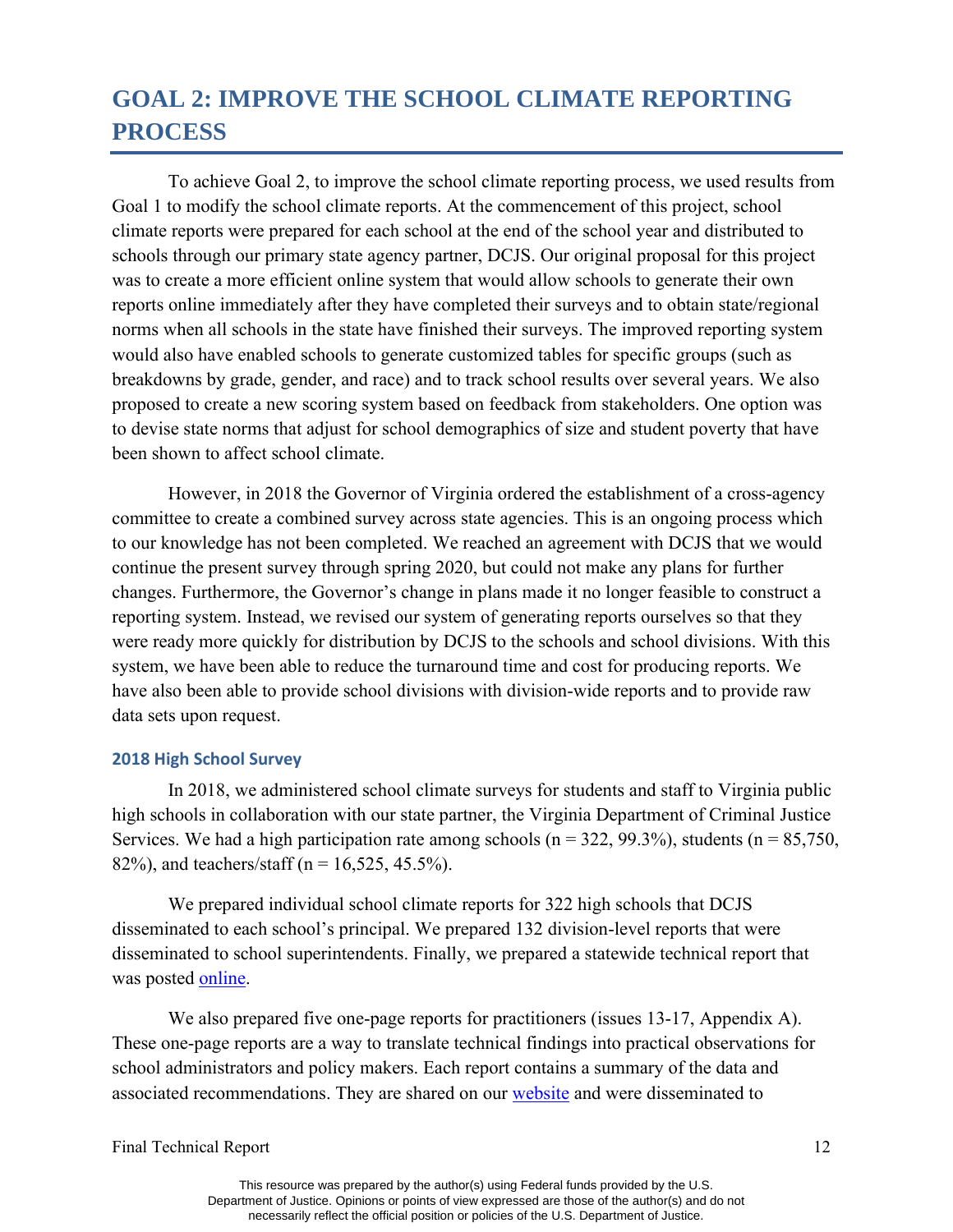# GOAL 2: IMPROVE THE SCHOOL CLIMATE REPORTING PROCESS

To achieve Goal 2, to improve the school climate reporting process, we used results from Goal 1 to modify the school climate reports. At the commencement of this project, school climate reports were prepared for each school at the end of the school year and distributed to schools through our primary state agency partner, DCJS. Our original proposal for this project was to create a more efficient online system that would allow schools to generate their own reports online immediately after they have completed their surveys and to obtain state/regional norms when all schools in the state have finished their surveys. The improved reporting system would also have enabled schools to generate customized tables for specific groups (such as breakdowns by grade, gender, and race) and to track school results over several years. We also proposed to create a new scoring system based on feedback from stakeholders. One option was to devise state norms that adjust for school demographics of size and student poverty that have been shown to affect school climate.

However, in 2018 the Governor of Virginia ordered the establishment of a cross-agency committee to create a combined survey across state agencies. This is an ongoing process which to our knowledge has not been completed. We reached an agreement with DCJS that we would continue the present survey through spring 2020, but could not make any plans for further changes. Furthermore, the Governor's change in plans made it no longer feasible to construct a reporting system. Instead, we revised our system of generating reports ourselves so that they were ready more quickly for distribution by DCJS to the schools and school divisions. With this system, we have been able to reduce the turnaround time and cost for producing reports. We have also been able to provide school divisions with division-wide reports and to provide raw data sets upon request.

### 2018 High School Survey

In 2018, we administered school climate surveys for students and staff to Virginia public high schools in collaboration with our state partner, the Virginia Department of Criminal Justice Services. We had a high participation rate among schools (n = 322, 99.3%), students (n = 85,750, 82%), and teachers/staff (n = 16,525, 45.5%).

We prepared individual school climate reports for 322 high schools that DCJS disseminated to each school's principal. We prepared 132 division-level reports that were disseminated to school superintendents. Finally, we prepared a statewide technical report that was posted online.

We also prepared five one-page reports for practitioners (issues 13-17, Appendix A). These one-page reports are a way to translate technical findings into practical observations for school administrators and policy makers. Each report contains a summary of the data and associated recommendations. They are shared on our website and were disseminated to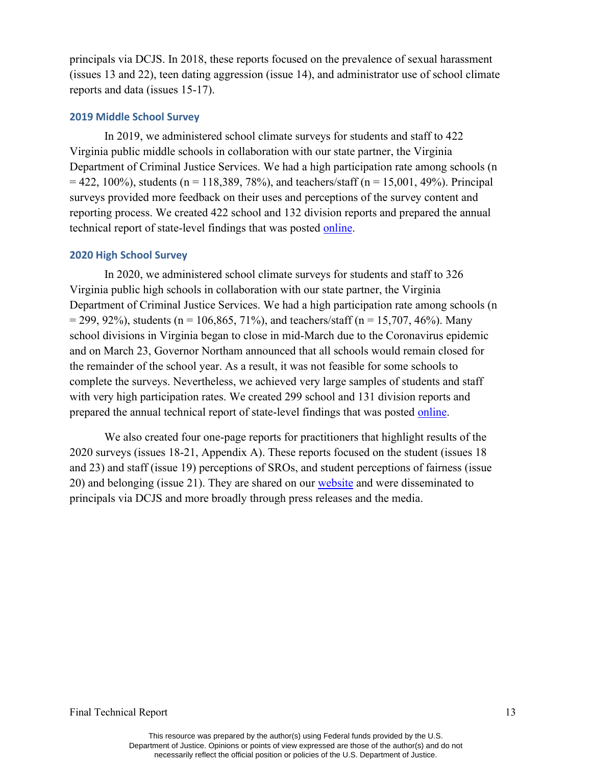principals via DCJS. In 2018, these reports focused on the prevalence of sexual harassment (issues 13 and 22), teen dating aggression (issue 14), and administrator use of school climate reports and data (issues 15-17).

### 2019 Middle School Survey

In 2019, we administered school climate surveys for students and staff to 422 Virginia public middle schools in collaboration with our state partner, the Virginia Department of Criminal Justice Services. We had a high participation rate among schools (n = 422, 100%), students (n = 118,389, 78%), and teachers/staff (n = 15,001, 49%). Principal surveys provided more feedback on their uses and perceptions of the survey content and reporting process. We created 422 school and 132 division reports and prepared the annual technical report of state-level findings that was posted online.

### 2020 High School Survey

In 2020, we administered school climate surveys for students and staff to 326 Virginia public high schools in collaboration with our state partner, the Virginia Department of Criminal Justice Services. We had a high participation rate among schools (n = 299, 92%), students (n = 106,865, 71%), and teachers/staff (n = 15,707, 46%). Many school divisions in Virginia began to close in mid-March due to the Coronavirus epidemic and on March 23, Governor Northam announced that all schools would remain closed for the remainder of the school year. As a result, it was not feasible for some schools to complete the surveys. Nevertheless, we achieved very large samples of students and staff with very high participation rates. We created 299 school and 131 division reports and prepared the annual technical report of state-level findings that was posted online.

We also created four one-page reports for practitioners that highlight results of the 2020 surveys (issues 18-21, Appendix A). These reports focused on the student (issues 18 and 23) and staff (issue 19) perceptions of SROs, and student perceptions of fairness (issue 20) and belonging (issue 21). They are shared on our website and were disseminated to principals via DCJS and more broadly through press releases and the media.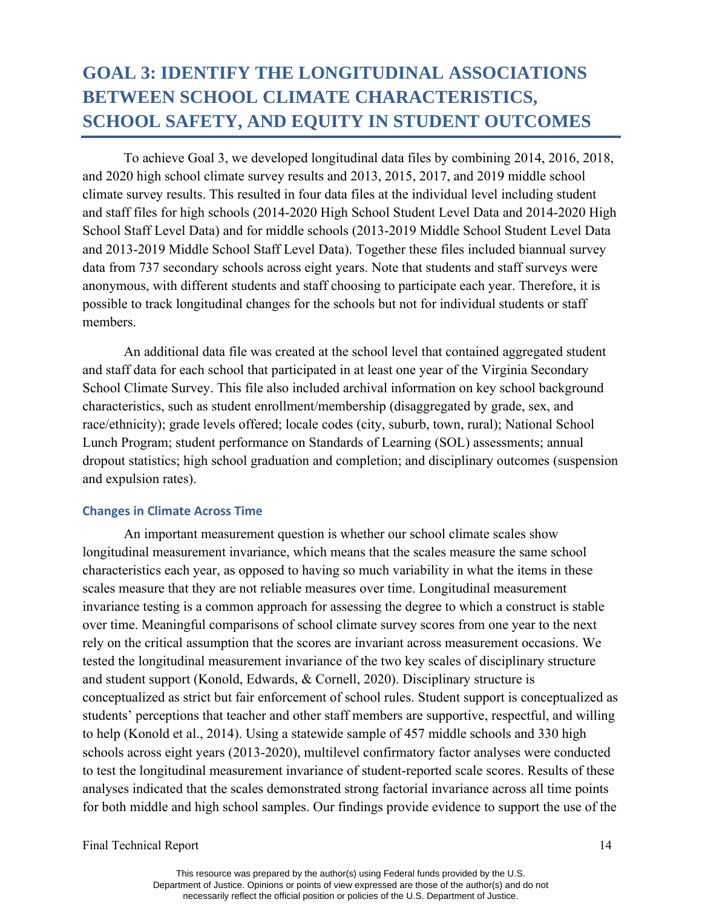# GOAL 3: IDENTIFY THE LONGITUDINAL ASSOCIATIONS BETWEEN SCHOOL CLIMATE CHARACTERISTICS, SCHOOL SAFETY, AND EQUITY IN STUDENT OUTCOMES

To achieve Goal 3, we developed longitudinal data files by combining 2014, 2016, 2018, and 2020 high school climate survey results and 2013, 2015, 2017, and 2019 middle school climate survey results. This resulted in four data files at the individual level including student and staff files for high schools (2014-2020 High School Student Level Data and 2014-2020 High School Staff Level Data) and for middle schools (2013-2019 Middle School Student Level Data and 2013-2019 Middle School Staff Level Data). Together these files included biannual survey data from 737 secondary schools across eight years. Note that students and staff surveys were anonymous, with different students and staff choosing to participate each year. Therefore, it is possible to track longitudinal changes for the schools but not for individual students or staff members.

An additional data file was created at the school level that contained aggregated student and staff data for each school that participated in at least one year of the Virginia Secondary School Climate Survey. This file also included archival information on key school background characteristics, such as student enrollment/membership (disaggregated by grade, sex, and race/ethnicity); grade levels offered; locale codes (city, suburb, town, rural); National School Lunch Program; student performance on Standards of Learning (SOL) assessments; annual dropout statistics; high school graduation and completion; and disciplinary outcomes (suspension and expulsion rates).

### Changes in Climate Across Time

An important measurement question is whether our school climate scales show longitudinal measurement invariance, which means that the scales measure the same school characteristics each year, as opposed to having so much variability in what the items in these scales measure that they are not reliable measures over time. Longitudinal measurement invariance testing is a common approach for assessing the degree to which a construct is stable over time. Meaningful comparisons of school climate survey scores from one year to the next rely on the critical assumption that the scores are invariant across measurement occasions. We tested the longitudinal measurement invariance of the two key scales of disciplinary structure and student support (Konold, Edwards, & Cornell, 2020). Disciplinary structure is conceptualized as strict but fair enforcement of school rules. Student support is conceptualized as students' perceptions that teacher and other staff members are supportive, respectful, and willing to help (Konold et al., 2014). Using a statewide sample of 457 middle schools and 330 high schools across eight years (2013-2020), multilevel confirmatory factor analyses were conducted to test the longitudinal measurement invariance of student-reported scale scores. Results of these analyses indicated that the scales demonstrated strong factorial invariance across all time points for both middle and high school samples. Our findings provide evidence to support the use of the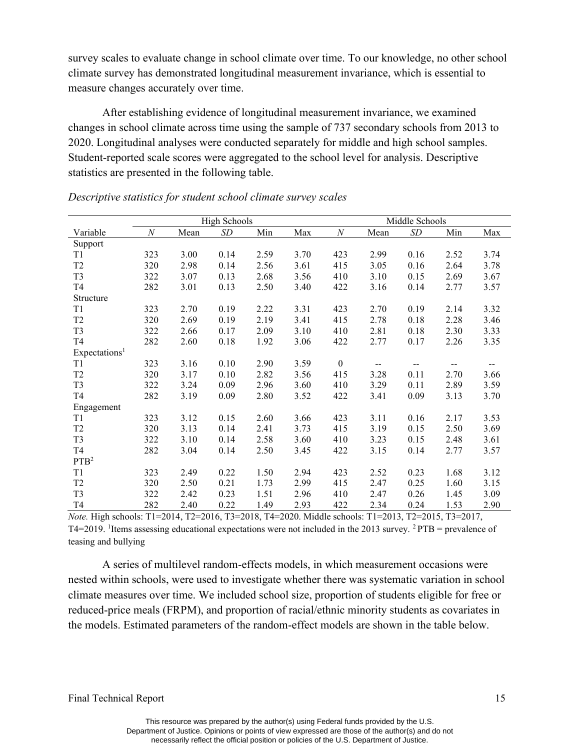survey scales to evaluate change in school climate over time. To our knowledge, no other school climate survey has demonstrated longitudinal measurement invariance, which is essential to measure changes accurately over time.

After establishing evidence of longitudinal measurement invariance, we examined changes in school climate across time using the sample of 737 secondary schools from 2013 to 2020. Longitudinal analyses were conducted separately for middle and high school samples. Student-reported scale scores were aggregated to the school level for analysis. Descriptive statistics are presented in the following table.

*Descriptive statistics for student school climate survey scales*

| | High Schools | | | | | Middle Schools | | | | |
|---|---|---|---|---|---|---|---|---|---|---|
| Variable | *N* | Mean | *SD* | Min | Max | *N* | Mean | *SD* | Min | Max |
| Support | | | | | | | | | | |
| T1 | 323 | 3.00 | 0.14 | 2.59 | 3.70 | 423 | 2.99 | 0.16 | 2.52 | 3.74 |
| T2 | 320 | 2.98 | 0.14 | 2.56 | 3.61 | 415 | 3.05 | 0.16 | 2.64 | 3.78 |
| T3 | 322 | 3.07 | 0.13 | 2.68 | 3.56 | 410 | 3.10 | 0.15 | 2.69 | 3.67 |
| T4 | 282 | 3.01 | 0.13 | 2.50 | 3.40 | 422 | 3.16 | 0.14 | 2.77 | 3.57 |
| Structure | | | | | | | | | | |
| T1 | 323 | 2.70 | 0.19 | 2.22 | 3.31 | 423 | 2.70 | 0.19 | 2.14 | 3.32 |
| T2 | 320 | 2.69 | 0.19 | 2.19 | 3.41 | 415 | 2.78 | 0.18 | 2.28 | 3.46 |
| T3 | 322 | 2.66 | 0.17 | 2.09 | 3.10 | 410 | 2.81 | 0.18 | 2.30 | 3.33 |
| T4 | 282 | 2.60 | 0.18 | 1.92 | 3.06 | 422 | 2.77 | 0.17 | 2.26 | 3.35 |
| Expectations[1] | | | | | | | | | | |
| T1 | 323 | 3.16 | 0.10 | 2.90 | 3.59 | 0 | -- | -- | -- | -- |
| T2 | 320 | 3.17 | 0.10 | 2.82 | 3.56 | 415 | 3.28 | 0.11 | 2.70 | 3.66 |
| T3 | 322 | 3.24 | 0.09 | 2.96 | 3.60 | 410 | 3.29 | 0.11 | 2.89 | 3.59 |
| T4 | 282 | 3.19 | 0.09 | 2.80 | 3.52 | 422 | 3.41 | 0.09 | 3.13 | 3.70 |
| Engagement | | | | | | | | | | |
| T1 | 323 | 3.12 | 0.15 | 2.60 | 3.66 | 423 | 3.11 | 0.16 | 2.17 | 3.53 |
| T2 | 320 | 3.13 | 0.14 | 2.41 | 3.73 | 415 | 3.19 | 0.15 | 2.50 | 3.69 |
| T3 | 322 | 3.10 | 0.14 | 2.58 | 3.60 | 410 | 3.23 | 0.15 | 2.48 | 3.61 |
| T4 | 282 | 3.04 | 0.14 | 2.50 | 3.45 | 422 | 3.15 | 0.14 | 2.77 | 3.57 |
| PTB[2] | | | | | | | | | | |
| T1 | 323 | 2.49 | 0.22 | 1.50 | 2.94 | 423 | 2.52 | 0.23 | 1.68 | 3.12 |
| T2 | 320 | 2.50 | 0.21 | 1.73 | 2.99 | 415 | 2.47 | 0.25 | 1.60 | 3.15 |
| T3 | 322 | 2.42 | 0.23 | 1.51 | 2.96 | 410 | 2.47 | 0.26 | 1.45 | 3.09 |
| T4 | 282 | 2.40 | 0.22 | 1.49 | 2.93 | 422 | 2.34 | 0.24 | 1.53 | 2.90 |

*Note.* High schools: T1=2014, T2=2016, T3=2018, T4=2020. Middle schools: T1=2013, T2=2015, T3=2017, T4=2019. [1]Items assessing educational expectations were not included in the 2013 survey. [2] PTB = prevalence of teasing and bullying

A series of multilevel random-effects models, in which measurement occasions were nested within schools, were used to investigate whether there was systematic variation in school climate measures over time. We included school size, proportion of students eligible for free or reduced-price meals (FRPM), and proportion of racial/ethnic minority students as covariates in the models. Estimated parameters of the random-effect models are shown in the table below.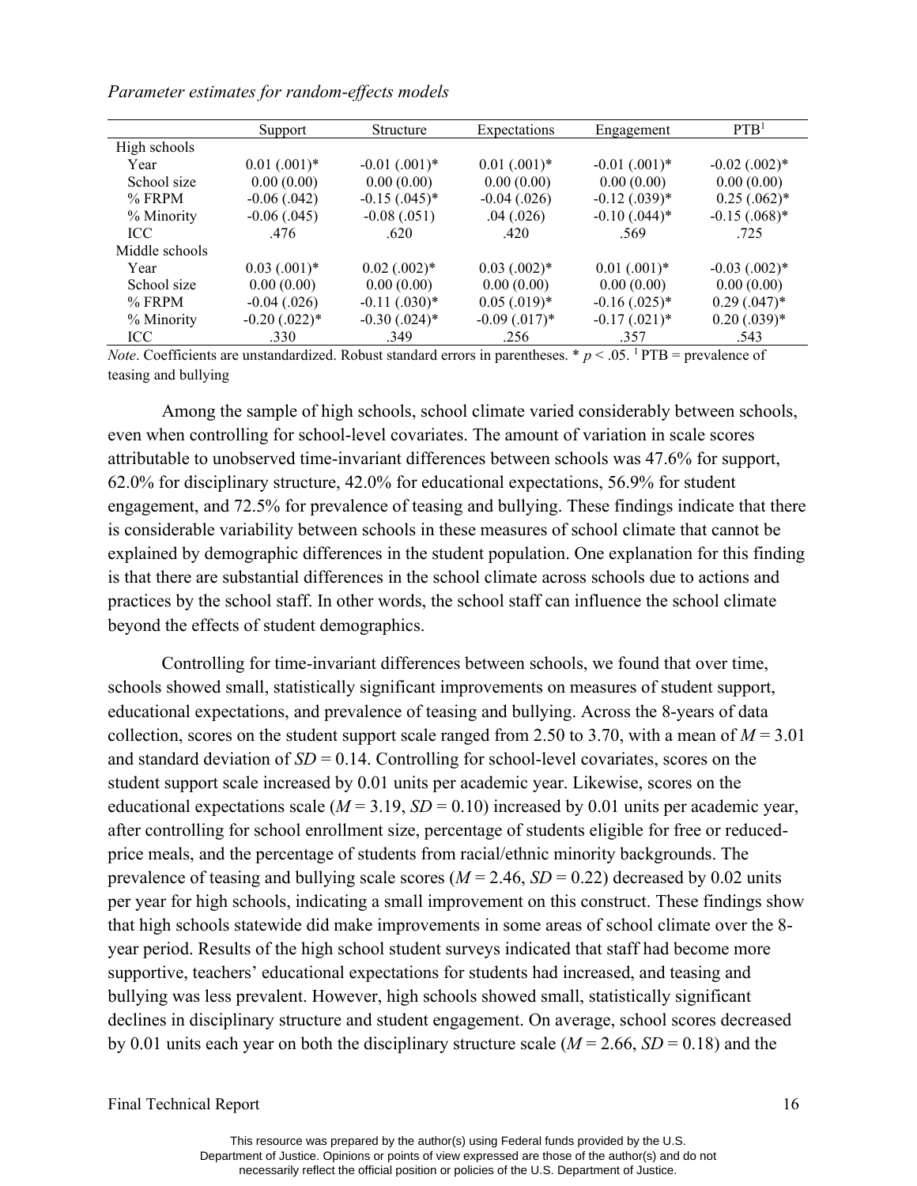*Parameter estimates for random-effects models*

| | Support | Structure | Expectations | Engagement | PTB[1] |
|---|---|---|---|---|---|
| High schools | | | | | |
| Year | 0.01 (.001)* | -0.01 (.001)* | 0.01 (.001)* | -0.01 (.001)* | -0.02 (.002)* |
| School size | 0.00 (0.00) | 0.00 (0.00) | 0.00 (0.00) | 0.00 (0.00) | 0.00 (0.00) |
| % FRPM | -0.06 (.042) | -0.15 (.045)* | -0.04 (.026) | -0.12 (.039)* | 0.25 (.062)* |
| % Minority | -0.06 (.045) | -0.08 (.051) | .04 (.026) | -0.10 (.044)* | -0.15 (.068)* |
| ICC | .476 | .620 | .420 | .569 | .725 |
| Middle schools | | | | | |
| Year | 0.03 (.001)* | 0.02 (.002)* | 0.03 (.002)* | 0.01 (.001)* | -0.03 (.002)* |
| School size | 0.00 (0.00) | 0.00 (0.00) | 0.00 (0.00) | 0.00 (0.00) | 0.00 (0.00) |
| % FRPM | -0.04 (.026) | -0.11 (.030)* | 0.05 (.019)* | -0.16 (.025)* | 0.29 (.047)* |
| % Minority | -0.20 (.022)* | -0.30 (.024)* | -0.09 (.017)* | -0.17 (.021)* | 0.20 (.039)* |
| ICC | .330 | .349 | .256 | .357 | .543 |

*Note*. Coefficients are unstandardized. Robust standard errors in parentheses. * $p < .05$. [1] PTB = prevalence of teasing and bullying

Among the sample of high schools, school climate varied considerably between schools, even when controlling for school-level covariates. The amount of variation in scale scores attributable to unobserved time-invariant differences between schools was 47.6% for support, 62.0% for disciplinary structure, 42.0% for educational expectations, 56.9% for student engagement, and 72.5% for prevalence of teasing and bullying. These findings indicate that there is considerable variability between schools in these measures of school climate that cannot be explained by demographic differences in the student population. One explanation for this finding is that there are substantial differences in the school climate across schools due to actions and practices by the school staff. In other words, the school staff can influence the school climate beyond the effects of student demographics.

Controlling for time-invariant differences between schools, we found that over time, schools showed small, statistically significant improvements on measures of student support, educational expectations, and prevalence of teasing and bullying. Across the 8-years of data collection, scores on the student support scale ranged from 2.50 to 3.70, with a mean of $M = 3.01$ and standard deviation of $SD = 0.14$. Controlling for school-level covariates, scores on the student support scale increased by 0.01 units per academic year. Likewise, scores on the educational expectations scale ($M = 3.19$, $SD = 0.10$) increased by 0.01 units per academic year, after controlling for school enrollment size, percentage of students eligible for free or reduced-price meals, and the percentage of students from racial/ethnic minority backgrounds. The prevalence of teasing and bullying scale scores ($M = 2.46$, $SD = 0.22$) decreased by 0.02 units per year for high schools, indicating a small improvement on this construct. These findings show that high schools statewide did make improvements in some areas of school climate over the 8-year period. Results of the high school student surveys indicated that staff had become more supportive, teachers' educational expectations for students had increased, and teasing and bullying was less prevalent. However, high schools showed small, statistically significant declines in disciplinary structure and student engagement. On average, school scores decreased by 0.01 units each year on both the disciplinary structure scale ($M = 2.66$, $SD = 0.18$) and the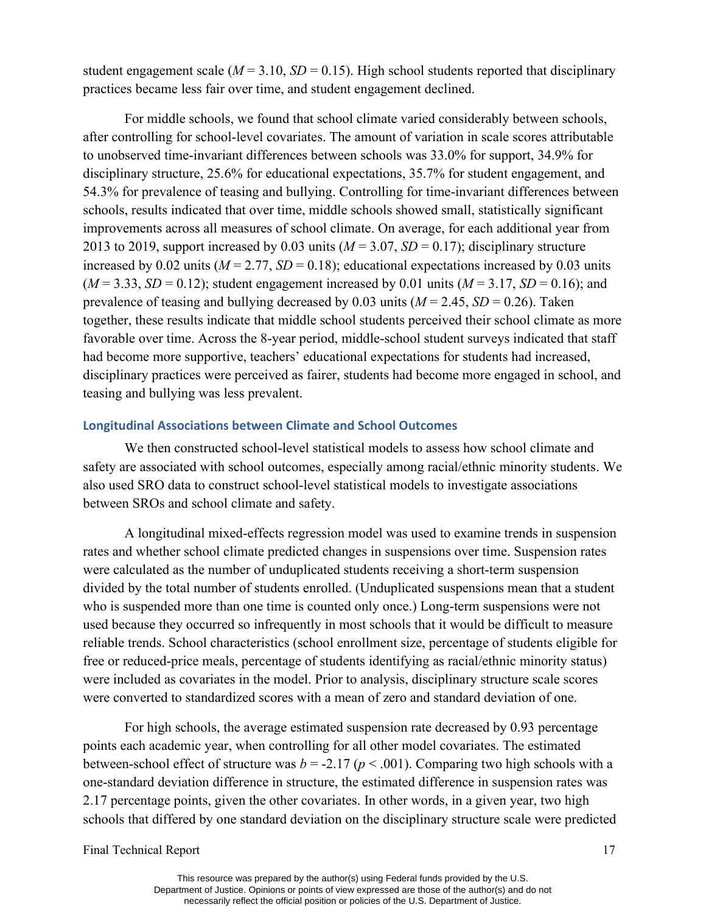student engagement scale ($M = 3.10$, $SD = 0.15$). High school students reported that disciplinary practices became less fair over time, and student engagement declined.

For middle schools, we found that school climate varied considerably between schools, after controlling for school-level covariates. The amount of variation in scale scores attributable to unobserved time-invariant differences between schools was 33.0% for support, 34.9% for disciplinary structure, 25.6% for educational expectations, 35.7% for student engagement, and 54.3% for prevalence of teasing and bullying. Controlling for time-invariant differences between schools, results indicated that over time, middle schools showed small, statistically significant improvements across all measures of school climate. On average, for each additional year from 2013 to 2019, support increased by 0.03 units ($M = 3.07$, $SD = 0.17$); disciplinary structure increased by 0.02 units ($M = 2.77$, $SD = 0.18$); educational expectations increased by 0.03 units ($M = 3.33$, $SD = 0.12$); student engagement increased by 0.01 units ($M = 3.17$, $SD = 0.16$); and prevalence of teasing and bullying decreased by 0.03 units ($M = 2.45$, $SD = 0.26$). Taken together, these results indicate that middle school students perceived their school climate as more favorable over time. Across the 8-year period, middle-school student surveys indicated that staff had become more supportive, teachers' educational expectations for students had increased, disciplinary practices were perceived as fairer, students had become more engaged in school, and teasing and bullying was less prevalent.

### Longitudinal Associations between Climate and School Outcomes

We then constructed school-level statistical models to assess how school climate and safety are associated with school outcomes, especially among racial/ethnic minority students. We also used SRO data to construct school-level statistical models to investigate associations between SROs and school climate and safety.

A longitudinal mixed-effects regression model was used to examine trends in suspension rates and whether school climate predicted changes in suspensions over time. Suspension rates were calculated as the number of unduplicated students receiving a short-term suspension divided by the total number of students enrolled. (Unduplicated suspensions mean that a student who is suspended more than one time is counted only once.) Long-term suspensions were not used because they occurred so infrequently in most schools that it would be difficult to measure reliable trends. School characteristics (school enrollment size, percentage of students eligible for free or reduced-price meals, percentage of students identifying as racial/ethnic minority status) were included as covariates in the model. Prior to analysis, disciplinary structure scale scores were converted to standardized scores with a mean of zero and standard deviation of one.

For high schools, the average estimated suspension rate decreased by 0.93 percentage points each academic year, when controlling for all other model covariates. The estimated between-school effect of structure was $b = -2.17$ ($p < .001$). Comparing two high schools with a one-standard deviation difference in structure, the estimated difference in suspension rates was 2.17 percentage points, given the other covariates. In other words, in a given year, two high schools that differed by one standard deviation on the disciplinary structure scale were predicted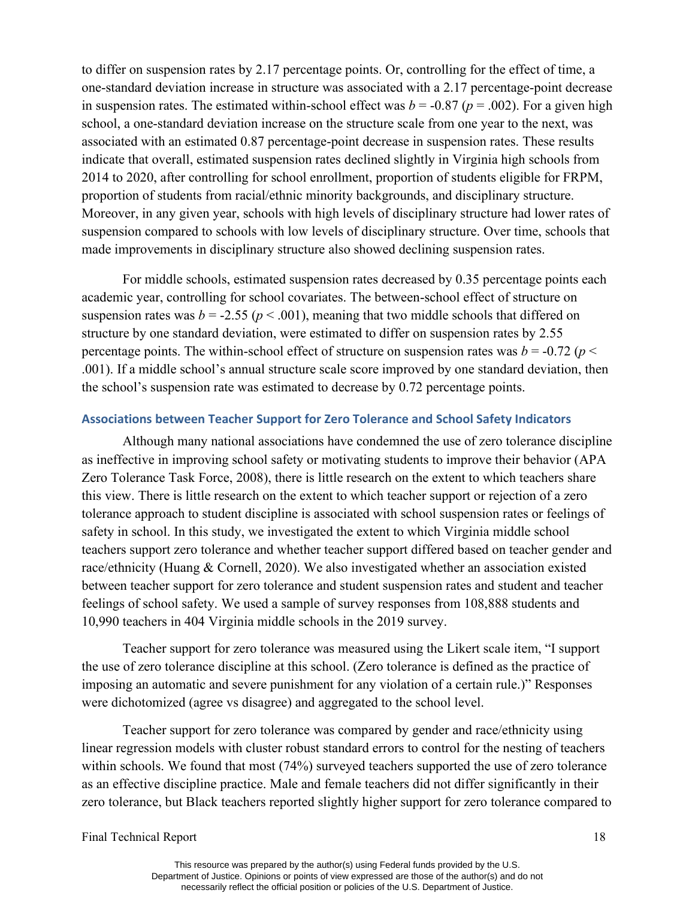to differ on suspension rates by 2.17 percentage points. Or, controlling for the effect of time, a one-standard deviation increase in structure was associated with a 2.17 percentage-point decrease in suspension rates. The estimated within-school effect was $b = -0.87$ ($p = .002$). For a given high school, a one-standard deviation increase on the structure scale from one year to the next, was associated with an estimated 0.87 percentage-point decrease in suspension rates. These results indicate that overall, estimated suspension rates declined slightly in Virginia high schools from 2014 to 2020, after controlling for school enrollment, proportion of students eligible for FRPM, proportion of students from racial/ethnic minority backgrounds, and disciplinary structure. Moreover, in any given year, schools with high levels of disciplinary structure had lower rates of suspension compared to schools with low levels of disciplinary structure. Over time, schools that made improvements in disciplinary structure also showed declining suspension rates.

For middle schools, estimated suspension rates decreased by 0.35 percentage points each academic year, controlling for school covariates. The between-school effect of structure on suspension rates was $b = -2.55$ ($p < .001$), meaning that two middle schools that differed on structure by one standard deviation, were estimated to differ on suspension rates by 2.55 percentage points. The within-school effect of structure on suspension rates was $b = -0.72$ ($p < .001$). If a middle school's annual structure scale score improved by one standard deviation, then the school's suspension rate was estimated to decrease by 0.72 percentage points.

### Associations between Teacher Support for Zero Tolerance and School Safety Indicators

Although many national associations have condemned the use of zero tolerance discipline as ineffective in improving school safety or motivating students to improve their behavior (APA Zero Tolerance Task Force, 2008), there is little research on the extent to which teachers share this view. There is little research on the extent to which teacher support or rejection of a zero tolerance approach to student discipline is associated with school suspension rates or feelings of safety in school. In this study, we investigated the extent to which Virginia middle school teachers support zero tolerance and whether teacher support differed based on teacher gender and race/ethnicity (Huang & Cornell, 2020). We also investigated whether an association existed between teacher support for zero tolerance and student suspension rates and student and teacher feelings of school safety. We used a sample of survey responses from 108,888 students and 10,990 teachers in 404 Virginia middle schools in the 2019 survey.

Teacher support for zero tolerance was measured using the Likert scale item, "I support the use of zero tolerance discipline at this school. (Zero tolerance is defined as the practice of imposing an automatic and severe punishment for any violation of a certain rule.)" Responses were dichotomized (agree vs disagree) and aggregated to the school level.

Teacher support for zero tolerance was compared by gender and race/ethnicity using linear regression models with cluster robust standard errors to control for the nesting of teachers within schools. We found that most (74%) surveyed teachers supported the use of zero tolerance as an effective discipline practice. Male and female teachers did not differ significantly in their zero tolerance, but Black teachers reported slightly higher support for zero tolerance compared to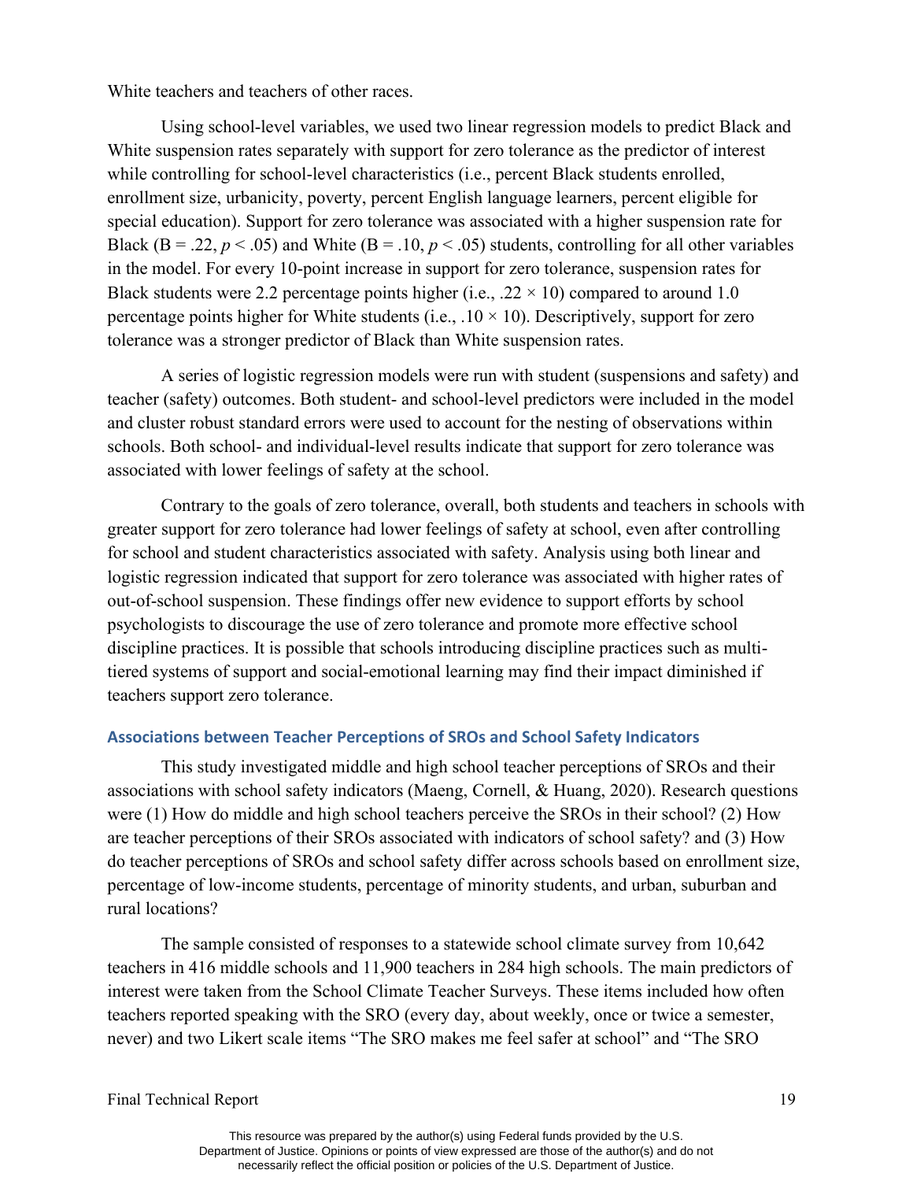White teachers and teachers of other races.

Using school-level variables, we used two linear regression models to predict Black and White suspension rates separately with support for zero tolerance as the predictor of interest while controlling for school-level characteristics (i.e., percent Black students enrolled, enrollment size, urbanicity, poverty, percent English language learners, percent eligible for special education). Support for zero tolerance was associated with a higher suspension rate for Black ($B = .22$, $p < .05$) and White ($B = .10$, $p < .05$) students, controlling for all other variables in the model. For every 10-point increase in support for zero tolerance, suspension rates for Black students were 2.2 percentage points higher (i.e., $.22 \times 10$) compared to around 1.0 percentage points higher for White students (i.e., $.10 \times 10$). Descriptively, support for zero tolerance was a stronger predictor of Black than White suspension rates.

A series of logistic regression models were run with student (suspensions and safety) and teacher (safety) outcomes. Both student- and school-level predictors were included in the model and cluster robust standard errors were used to account for the nesting of observations within schools. Both school- and individual-level results indicate that support for zero tolerance was associated with lower feelings of safety at the school.

Contrary to the goals of zero tolerance, overall, both students and teachers in schools with greater support for zero tolerance had lower feelings of safety at school, even after controlling for school and student characteristics associated with safety. Analysis using both linear and logistic regression indicated that support for zero tolerance was associated with higher rates of out-of-school suspension. These findings offer new evidence to support efforts by school psychologists to discourage the use of zero tolerance and promote more effective school discipline practices. It is possible that schools introducing discipline practices such as multi-tiered systems of support and social-emotional learning may find their impact diminished if teachers support zero tolerance.

### Associations between Teacher Perceptions of SROs and School Safety Indicators

This study investigated middle and high school teacher perceptions of SROs and their associations with school safety indicators (Maeng, Cornell, & Huang, 2020). Research questions were (1) How do middle and high school teachers perceive the SROs in their school? (2) How are teacher perceptions of their SROs associated with indicators of school safety? and (3) How do teacher perceptions of SROs and school safety differ across schools based on enrollment size, percentage of low-income students, percentage of minority students, and urban, suburban and rural locations?

The sample consisted of responses to a statewide school climate survey from 10,642 teachers in 416 middle schools and 11,900 teachers in 284 high schools. The main predictors of interest were taken from the School Climate Teacher Surveys. These items included how often teachers reported speaking with the SRO (every day, about weekly, once or twice a semester, never) and two Likert scale items "The SRO makes me feel safer at school" and "The SRO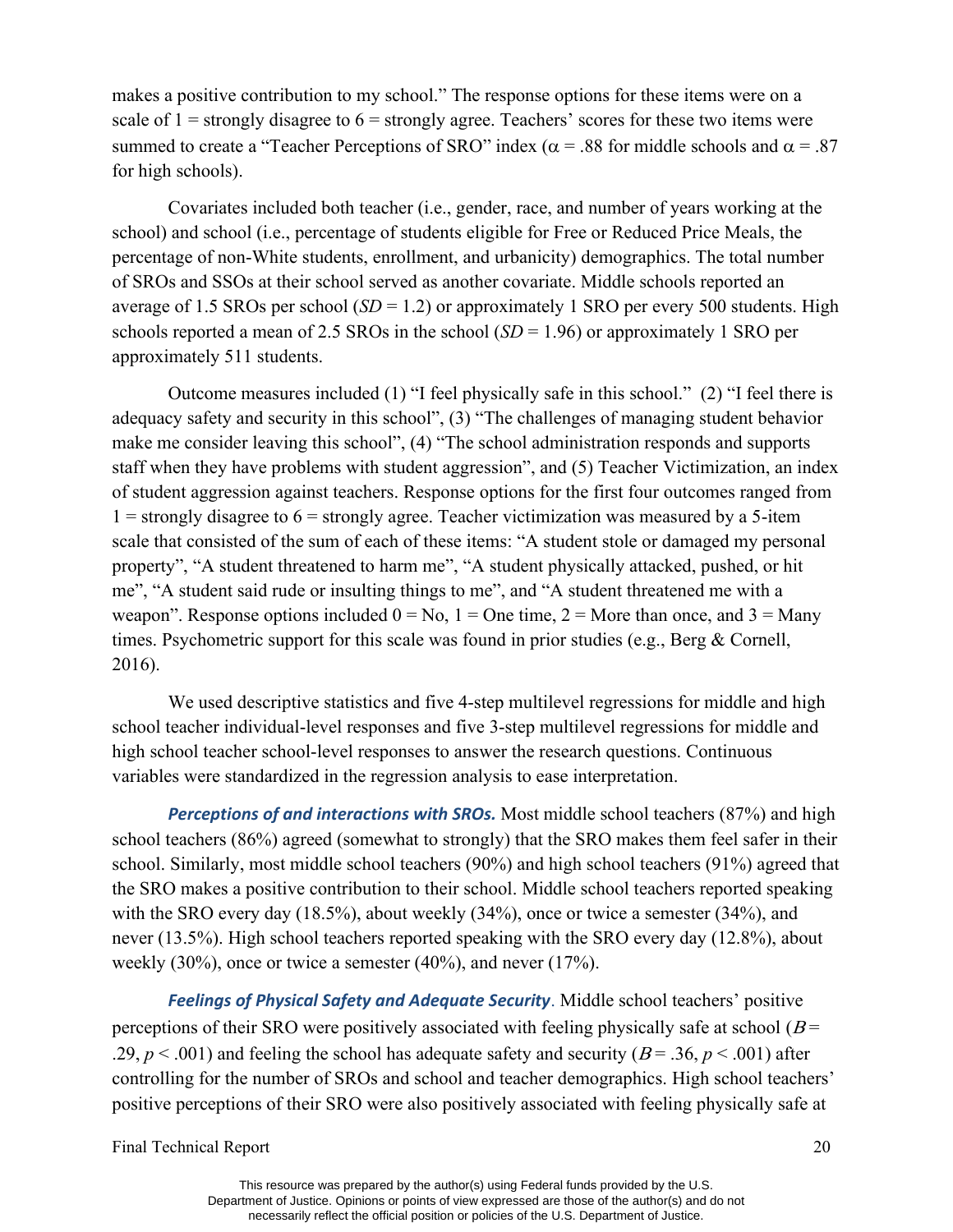makes a positive contribution to my school." The response options for these items were on a scale of 1 = strongly disagree to 6 = strongly agree. Teachers' scores for these two items were summed to create a "Teacher Perceptions of SRO" index ($\alpha$ = .88 for middle schools and $\alpha$ = .87 for high schools).

Covariates included both teacher (i.e., gender, race, and number of years working at the school) and school (i.e., percentage of students eligible for Free or Reduced Price Meals, the percentage of non-White students, enrollment, and urbanicity) demographics. The total number of SROs and SSOs at their school served as another covariate. Middle schools reported an average of 1.5 SROs per school ($SD$ = 1.2) or approximately 1 SRO per every 500 students. High schools reported a mean of 2.5 SROs in the school ($SD$ = 1.96) or approximately 1 SRO per approximately 511 students.

Outcome measures included (1) "I feel physically safe in this school." (2) "I feel there is adequacy safety and security in this school", (3) "The challenges of managing student behavior make me consider leaving this school", (4) "The school administration responds and supports staff when they have problems with student aggression", and (5) Teacher Victimization, an index of student aggression against teachers. Response options for the first four outcomes ranged from 1 = strongly disagree to 6 = strongly agree. Teacher victimization was measured by a 5-item scale that consisted of the sum of each of these items: "A student stole or damaged my personal property", "A student threatened to harm me", "A student physically attacked, pushed, or hit me", "A student said rude or insulting things to me", and "A student threatened me with a weapon". Response options included 0 = No, 1 = One time, 2 = More than once, and 3 = Many times. Psychometric support for this scale was found in prior studies (e.g., Berg & Cornell, 2016).

We used descriptive statistics and five 4-step multilevel regressions for middle and high school teacher individual-level responses and five 3-step multilevel regressions for middle and high school teacher school-level responses to answer the research questions. Continuous variables were standardized in the regression analysis to ease interpretation.

***Perceptions of and interactions with SROs.*** Most middle school teachers (87%) and high school teachers (86%) agreed (somewhat to strongly) that the SRO makes them feel safer in their school. Similarly, most middle school teachers (90%) and high school teachers (91%) agreed that the SRO makes a positive contribution to their school. Middle school teachers reported speaking with the SRO every day (18.5%), about weekly (34%), once or twice a semester (34%), and never (13.5%). High school teachers reported speaking with the SRO every day (12.8%), about weekly (30%), once or twice a semester (40%), and never (17%).

***Feelings of Physical Safety and Adequate Security***. Middle school teachers' positive perceptions of their SRO were positively associated with feeling physically safe at school ($B$ = .29, $p < .001$) and feeling the school has adequate safety and security ($B$ = .36, $p < .001$) after controlling for the number of SROs and school and teacher demographics. High school teachers' positive perceptions of their SRO were also positively associated with feeling physically safe at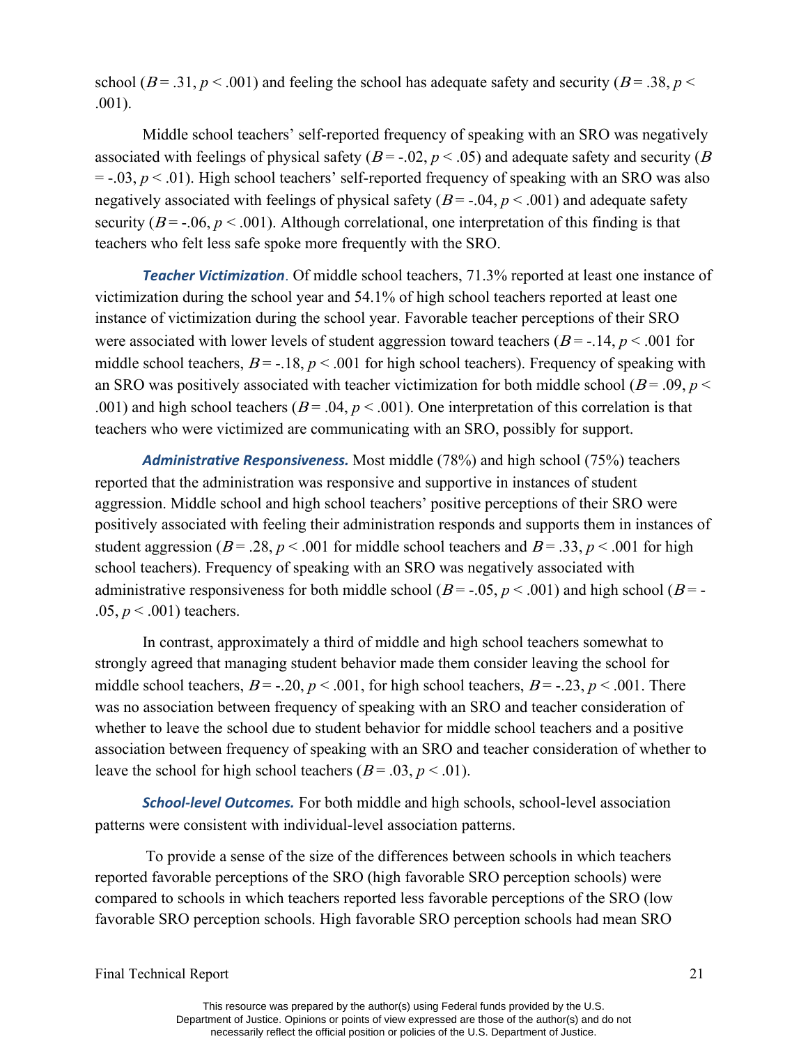school ($B = .31$, $p < .001$) and feeling the school has adequate safety and security ($B = .38$, $p < .001$).

Middle school teachers' self-reported frequency of speaking with an SRO was negatively associated with feelings of physical safety ($B = -.02$, $p < .05$) and adequate safety and security ($B = -.03$, $p < .01$). High school teachers' self-reported frequency of speaking with an SRO was also negatively associated with feelings of physical safety ($B = -.04$, $p < .001$) and adequate safety security ($B = -.06$, $p < .001$). Although correlational, one interpretation of this finding is that teachers who felt less safe spoke more frequently with the SRO.

***Teacher Victimization***. Of middle school teachers, 71.3% reported at least one instance of victimization during the school year and 54.1% of high school teachers reported at least one instance of victimization during the school year. Favorable teacher perceptions of their SRO were associated with lower levels of student aggression toward teachers ($B = -.14$, $p < .001$ for middle school teachers, $B = -.18$, $p < .001$ for high school teachers). Frequency of speaking with an SRO was positively associated with teacher victimization for both middle school ($B = .09$, $p < .001$) and high school teachers ($B = .04$, $p < .001$). One interpretation of this correlation is that teachers who were victimized are communicating with an SRO, possibly for support.

***Administrative Responsiveness.*** Most middle (78%) and high school (75%) teachers reported that the administration was responsive and supportive in instances of student aggression. Middle school and high school teachers' positive perceptions of their SRO were positively associated with feeling their administration responds and supports them in instances of student aggression ($B = .28$, $p < .001$ for middle school teachers and $B = .33$, $p < .001$ for high school teachers). Frequency of speaking with an SRO was negatively associated with administrative responsiveness for both middle school ($B = -.05$, $p < .001$) and high school ($B = -.05$, $p < .001$) teachers.

In contrast, approximately a third of middle and high school teachers somewhat to strongly agreed that managing student behavior made them consider leaving the school for middle school teachers, $B = -.20$, $p < .001$, for high school teachers, $B = -.23$, $p < .001$. There was no association between frequency of speaking with an SRO and teacher consideration of whether to leave the school due to student behavior for middle school teachers and a positive association between frequency of speaking with an SRO and teacher consideration of whether to leave the school for high school teachers ($B = .03$, $p < .01$).

***School-level Outcomes.*** For both middle and high schools, school-level association patterns were consistent with individual-level association patterns.

To provide a sense of the size of the differences between schools in which teachers reported favorable perceptions of the SRO (high favorable SRO perception schools) were compared to schools in which teachers reported less favorable perceptions of the SRO (low favorable SRO perception schools. High favorable SRO perception schools had mean SRO

This resource was prepared by the author(s) using Federal funds provided by the U.S. Department of Justice. Opinions or points of view expressed are those of the author(s) and do not necessarily reflect the official position or policies of the U.S. Department of Justice.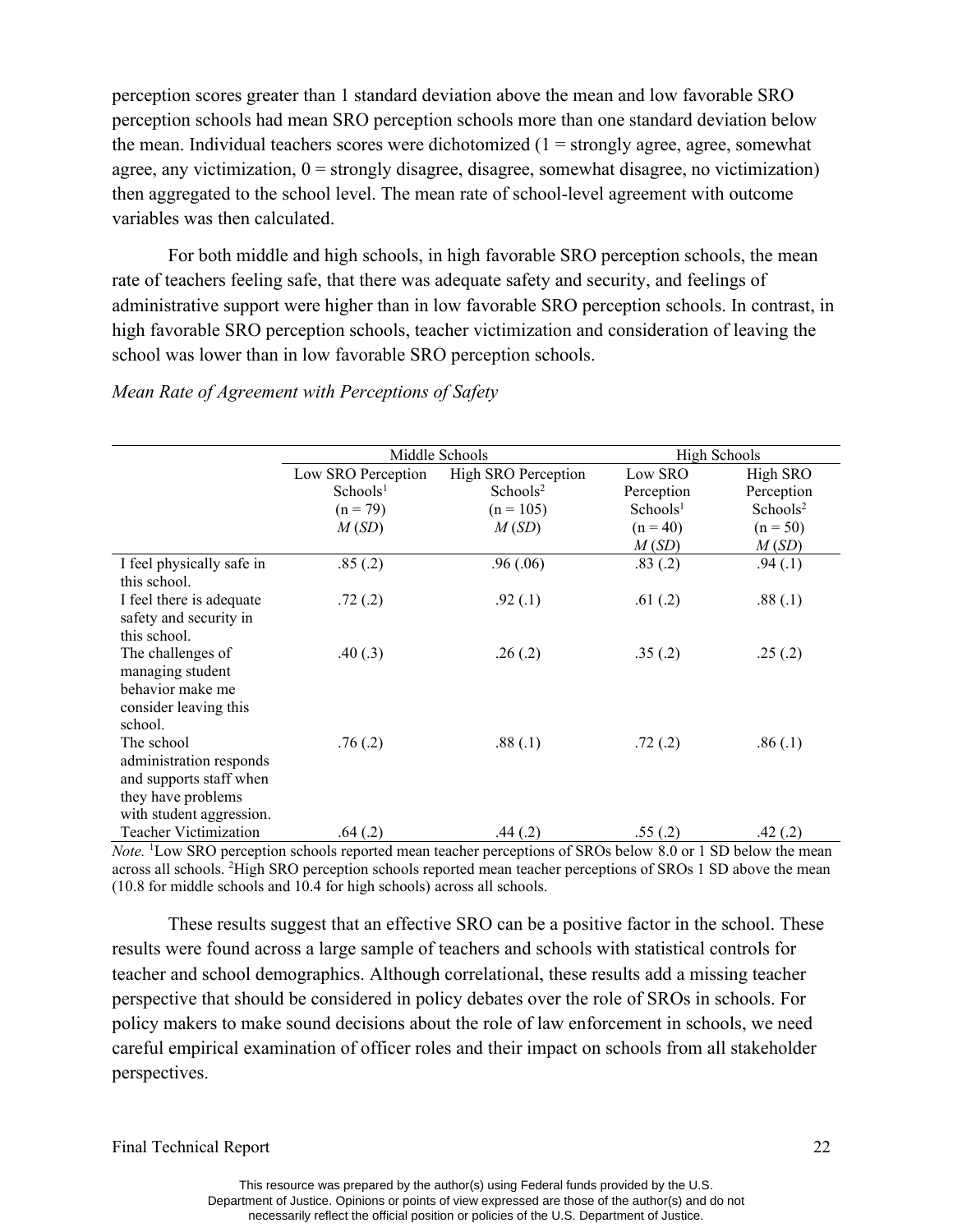perception scores greater than 1 standard deviation above the mean and low favorable SRO perception schools had mean SRO perception schools more than one standard deviation below the mean. Individual teachers scores were dichotomized (1 = strongly agree, agree, somewhat agree, any victimization, 0 = strongly disagree, disagree, somewhat disagree, no victimization) then aggregated to the school level. The mean rate of school-level agreement with outcome variables was then calculated.

For both middle and high schools, in high favorable SRO perception schools, the mean rate of teachers feeling safe, that there was adequate safety and security, and feelings of administrative support were higher than in low favorable SRO perception schools. In contrast, in high favorable SRO perception schools, teacher victimization and consideration of leaving the school was lower than in low favorable SRO perception schools.

*Mean Rate of Agreement with Perceptions of Safety*

| | Middle Schools | | High Schools | |
|---|---|---|---|---|
| | Low SRO Perception Schools[1] (n = 79) *M* (*SD*) | High SRO Perception Schools[2] (n = 105) *M* (*SD*) | Low SRO Perception Schools[1] (n = 40) *M* (*SD*) | High SRO Perception Schools[2] (n = 50) *M* (*SD*) |
| I feel physically safe in this school. | .85 (.2) | .96 (.06) | .83 (.2) | .94 (.1) |
| I feel there is adequate safety and security in this school. | .72 (.2) | .92 (.1) | .61 (.2) | .88 (.1) |
| The challenges of managing student behavior make me consider leaving this school. | .40 (.3) | .26 (.2) | .35 (.2) | .25 (.2) |
| The school administration responds and supports staff when they have problems with student aggression. | .76 (.2) | .88 (.1) | .72 (.2) | .86 (.1) |
| Teacher Victimization | .64 (.2) | .44 (.2) | .55 (.2) | .42 (.2) |

*Note.* [1]Low SRO perception schools reported mean teacher perceptions of SROs below 8.0 or 1 SD below the mean across all schools. [2]High SRO perception schools reported mean teacher perceptions of SROs 1 SD above the mean (10.8 for middle schools and 10.4 for high schools) across all schools.

These results suggest that an effective SRO can be a positive factor in the school. These results were found across a large sample of teachers and schools with statistical controls for teacher and school demographics. Although correlational, these results add a missing teacher perspective that should be considered in policy debates over the role of SROs in schools. For policy makers to make sound decisions about the role of law enforcement in schools, we need careful empirical examination of officer roles and their impact on schools from all stakeholder perspectives.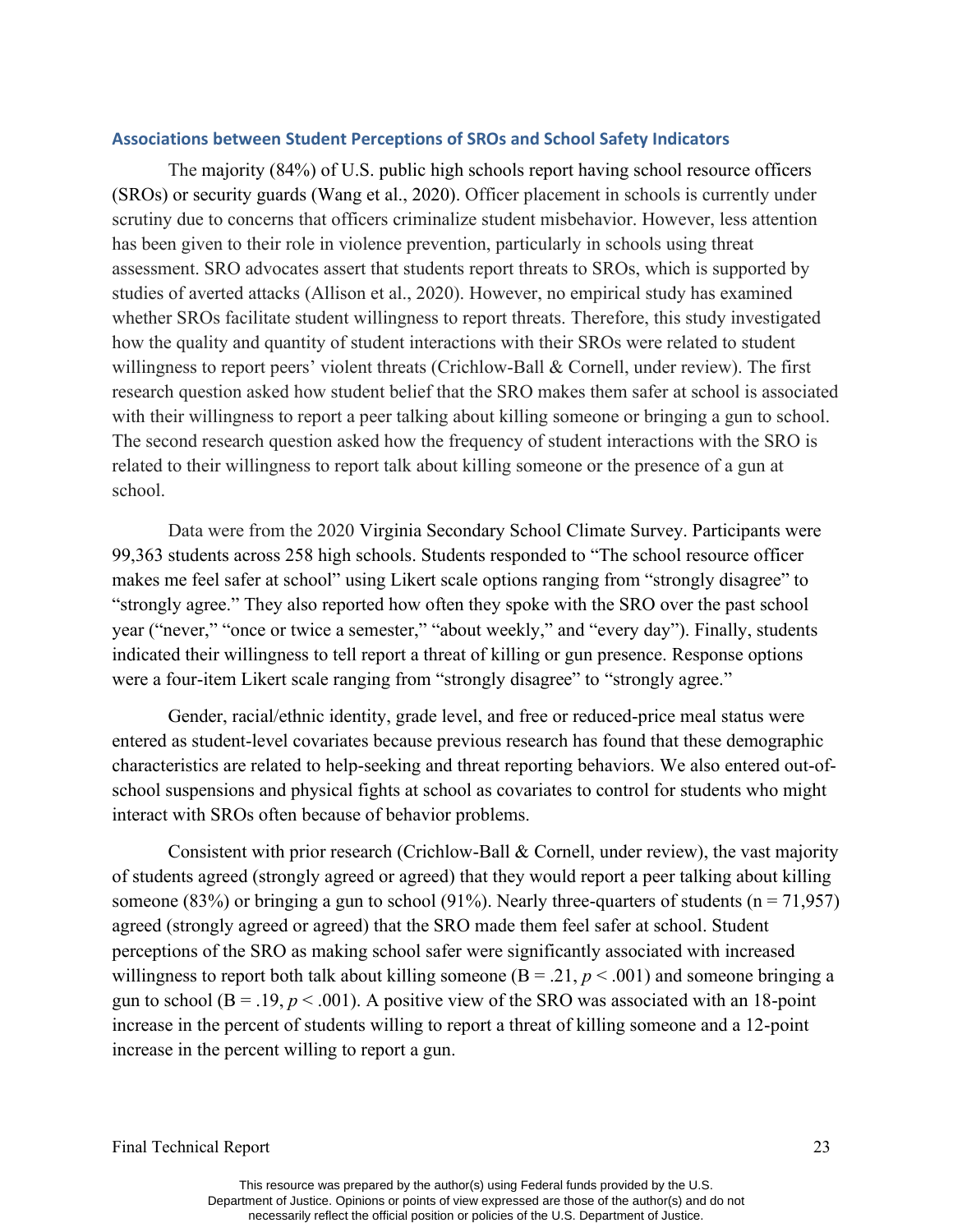### Associations between Student Perceptions of SROs and School Safety Indicators

The majority (84%) of U.S. public high schools report having school resource officers (SROs) or security guards (Wang et al., 2020). Officer placement in schools is currently under scrutiny due to concerns that officers criminalize student misbehavior. However, less attention has been given to their role in violence prevention, particularly in schools using threat assessment. SRO advocates assert that students report threats to SROs, which is supported by studies of averted attacks (Allison et al., 2020). However, no empirical study has examined whether SROs facilitate student willingness to report threats. Therefore, this study investigated how the quality and quantity of student interactions with their SROs were related to student willingness to report peers' violent threats (Crichlow-Ball & Cornell, under review). The first research question asked how student belief that the SRO makes them safer at school is associated with their willingness to report a peer talking about killing someone or bringing a gun to school. The second research question asked how the frequency of student interactions with the SRO is related to their willingness to report talk about killing someone or the presence of a gun at school.

Data were from the 2020 Virginia Secondary School Climate Survey. Participants were 99,363 students across 258 high schools. Students responded to "The school resource officer makes me feel safer at school" using Likert scale options ranging from "strongly disagree" to "strongly agree." They also reported how often they spoke with the SRO over the past school year ("never," "once or twice a semester," "about weekly," and "every day"). Finally, students indicated their willingness to tell report a threat of killing or gun presence. Response options were a four-item Likert scale ranging from "strongly disagree" to "strongly agree."

Gender, racial/ethnic identity, grade level, and free or reduced-price meal status were entered as student-level covariates because previous research has found that these demographic characteristics are related to help-seeking and threat reporting behaviors. We also entered out-of-school suspensions and physical fights at school as covariates to control for students who might interact with SROs often because of behavior problems.

Consistent with prior research (Crichlow-Ball & Cornell, under review), the vast majority of students agreed (strongly agreed or agreed) that they would report a peer talking about killing someone (83%) or bringing a gun to school (91%). Nearly three-quarters of students ($n = 71{,}957$) agreed (strongly agreed or agreed) that the SRO made them feel safer at school. Student perceptions of the SRO as making school safer were significantly associated with increased willingness to report both talk about killing someone ($B = .21$, $p < .001$) and someone bringing a gun to school ($B = .19$, $p < .001$). A positive view of the SRO was associated with an 18-point increase in the percent of students willing to report a threat of killing someone and a 12-point increase in the percent willing to report a gun.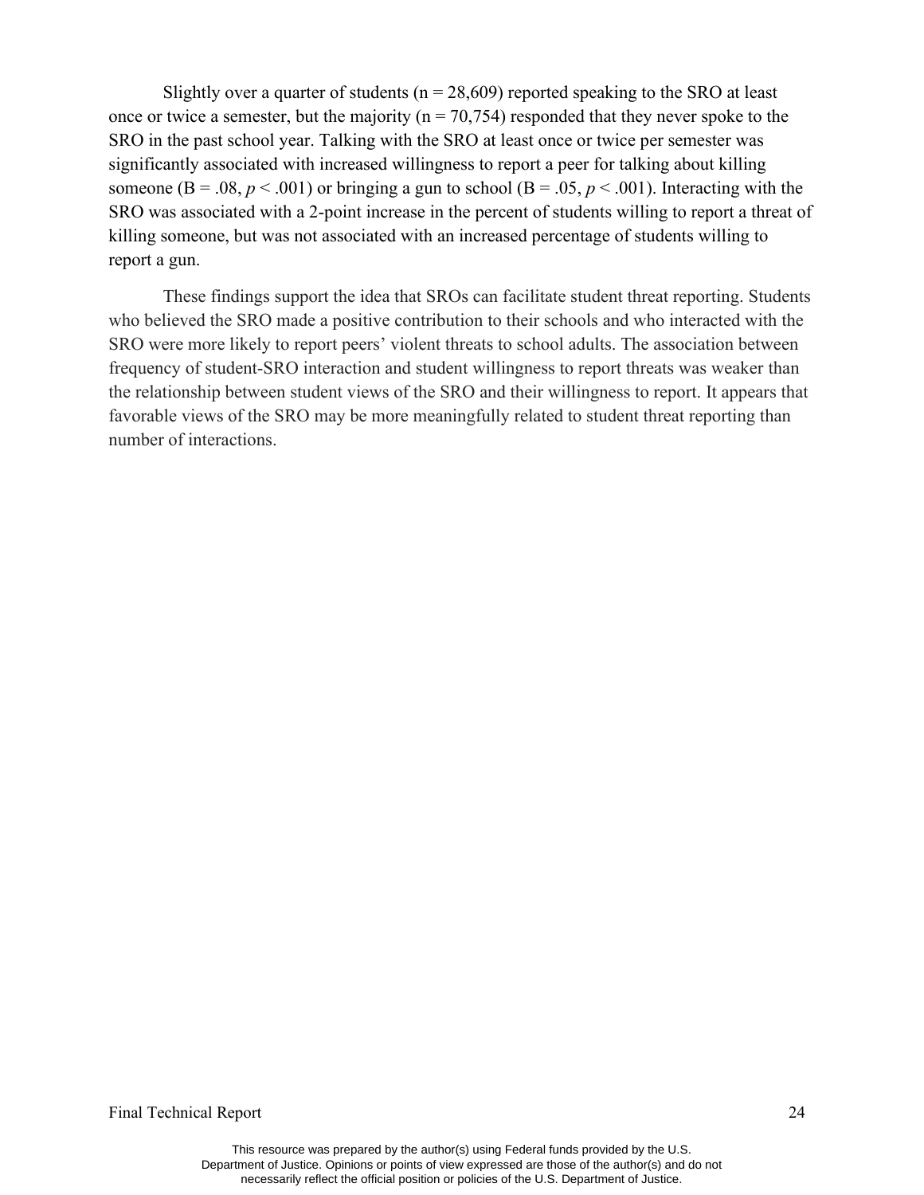Slightly over a quarter of students (n = 28,609) reported speaking to the SRO at least once or twice a semester, but the majority (n = 70,754) responded that they never spoke to the SRO in the past school year. Talking with the SRO at least once or twice per semester was significantly associated with increased willingness to report a peer for talking about killing someone (B = .08, $p < .001$) or bringing a gun to school (B = .05, $p < .001$). Interacting with the SRO was associated with a 2-point increase in the percent of students willing to report a threat of killing someone, but was not associated with an increased percentage of students willing to report a gun.

These findings support the idea that SROs can facilitate student threat reporting. Students who believed the SRO made a positive contribution to their schools and who interacted with the SRO were more likely to report peers' violent threats to school adults. The association between frequency of student-SRO interaction and student willingness to report threats was weaker than the relationship between student views of the SRO and their willingness to report. It appears that favorable views of the SRO may be more meaningfully related to student threat reporting than number of interactions.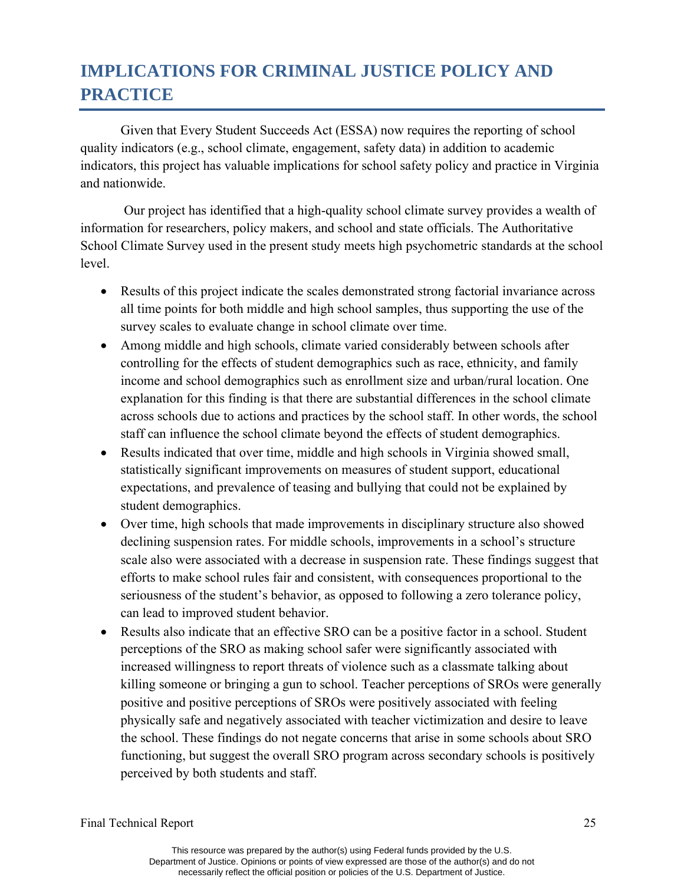# IMPLICATIONS FOR CRIMINAL JUSTICE POLICY AND PRACTICE

Given that Every Student Succeeds Act (ESSA) now requires the reporting of school quality indicators (e.g., school climate, engagement, safety data) in addition to academic indicators, this project has valuable implications for school safety policy and practice in Virginia and nationwide.

Our project has identified that a high-quality school climate survey provides a wealth of information for researchers, policy makers, and school and state officials. The Authoritative School Climate Survey used in the present study meets high psychometric standards at the school level.

- Results of this project indicate the scales demonstrated strong factorial invariance across all time points for both middle and high school samples, thus supporting the use of the survey scales to evaluate change in school climate over time.
- Among middle and high schools, climate varied considerably between schools after controlling for the effects of student demographics such as race, ethnicity, and family income and school demographics such as enrollment size and urban/rural location. One explanation for this finding is that there are substantial differences in the school climate across schools due to actions and practices by the school staff. In other words, the school staff can influence the school climate beyond the effects of student demographics.
- Results indicated that over time, middle and high schools in Virginia showed small, statistically significant improvements on measures of student support, educational expectations, and prevalence of teasing and bullying that could not be explained by student demographics.
- Over time, high schools that made improvements in disciplinary structure also showed declining suspension rates. For middle schools, improvements in a school's structure scale also were associated with a decrease in suspension rate. These findings suggest that efforts to make school rules fair and consistent, with consequences proportional to the seriousness of the student's behavior, as opposed to following a zero tolerance policy, can lead to improved student behavior.
- Results also indicate that an effective SRO can be a positive factor in a school. Student perceptions of the SRO as making school safer were significantly associated with increased willingness to report threats of violence such as a classmate talking about killing someone or bringing a gun to school. Teacher perceptions of SROs were generally positive and positive perceptions of SROs were positively associated with feeling physically safe and negatively associated with teacher victimization and desire to leave the school. These findings do not negate concerns that arise in some schools about SRO functioning, but suggest the overall SRO program across secondary schools is positively perceived by both students and staff.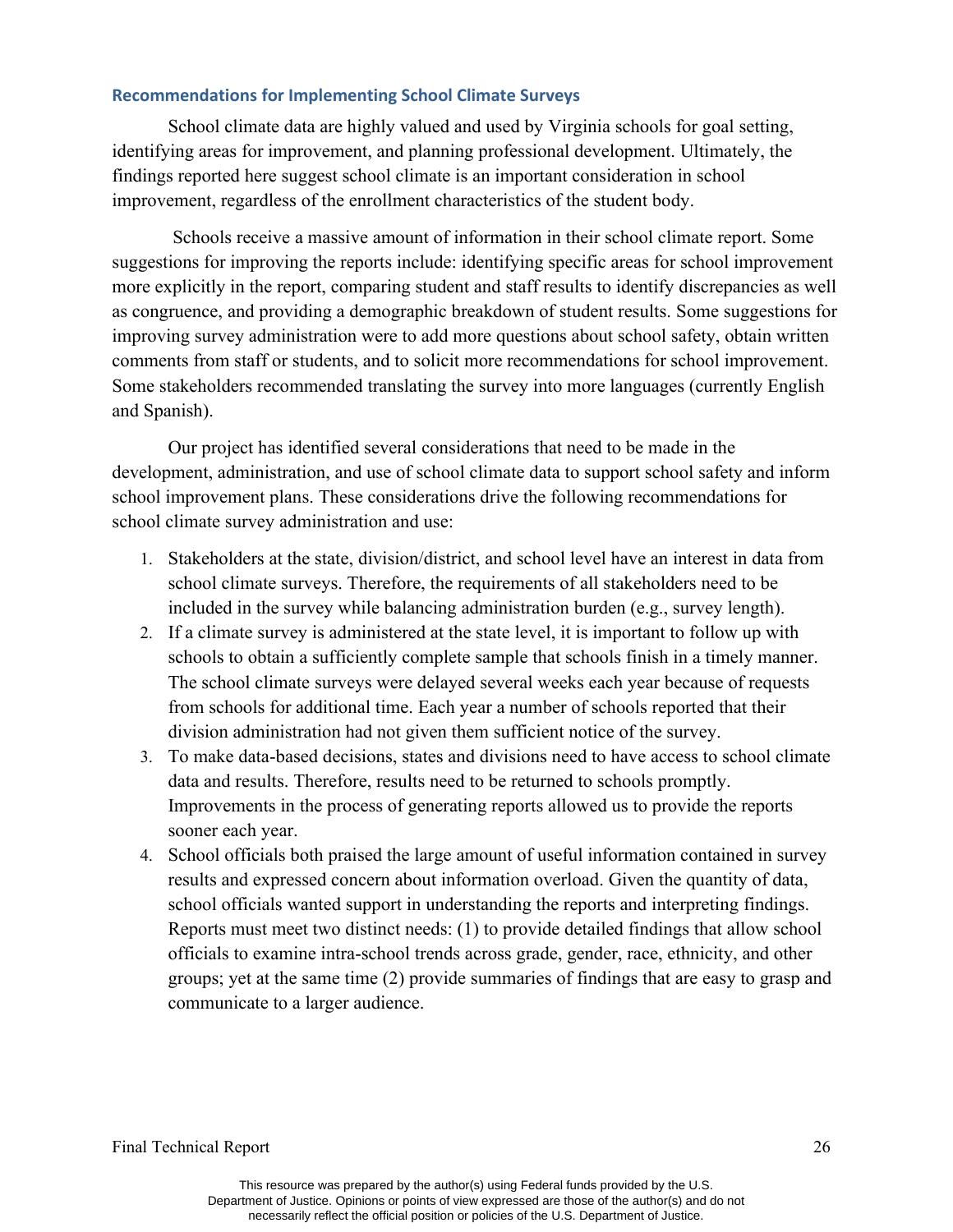## Recommendations for Implementing School Climate Surveys

School climate data are highly valued and used by Virginia schools for goal setting, identifying areas for improvement, and planning professional development. Ultimately, the findings reported here suggest school climate is an important consideration in school improvement, regardless of the enrollment characteristics of the student body.

Schools receive a massive amount of information in their school climate report. Some suggestions for improving the reports include: identifying specific areas for school improvement more explicitly in the report, comparing student and staff results to identify discrepancies as well as congruence, and providing a demographic breakdown of student results. Some suggestions for improving survey administration were to add more questions about school safety, obtain written comments from staff or students, and to solicit more recommendations for school improvement. Some stakeholders recommended translating the survey into more languages (currently English and Spanish).

Our project has identified several considerations that need to be made in the development, administration, and use of school climate data to support school safety and inform school improvement plans. These considerations drive the following recommendations for school climate survey administration and use:

1. Stakeholders at the state, division/district, and school level have an interest in data from school climate surveys. Therefore, the requirements of all stakeholders need to be included in the survey while balancing administration burden (e.g., survey length).
2. If a climate survey is administered at the state level, it is important to follow up with schools to obtain a sufficiently complete sample that schools finish in a timely manner. The school climate surveys were delayed several weeks each year because of requests from schools for additional time. Each year a number of schools reported that their division administration had not given them sufficient notice of the survey.
3. To make data-based decisions, states and divisions need to have access to school climate data and results. Therefore, results need to be returned to schools promptly. Improvements in the process of generating reports allowed us to provide the reports sooner each year.
4. School officials both praised the large amount of useful information contained in survey results and expressed concern about information overload. Given the quantity of data, school officials wanted support in understanding the reports and interpreting findings. Reports must meet two distinct needs: (1) to provide detailed findings that allow school officials to examine intra-school trends across grade, gender, race, ethnicity, and other groups; yet at the same time (2) provide summaries of findings that are easy to grasp and communicate to a larger audience.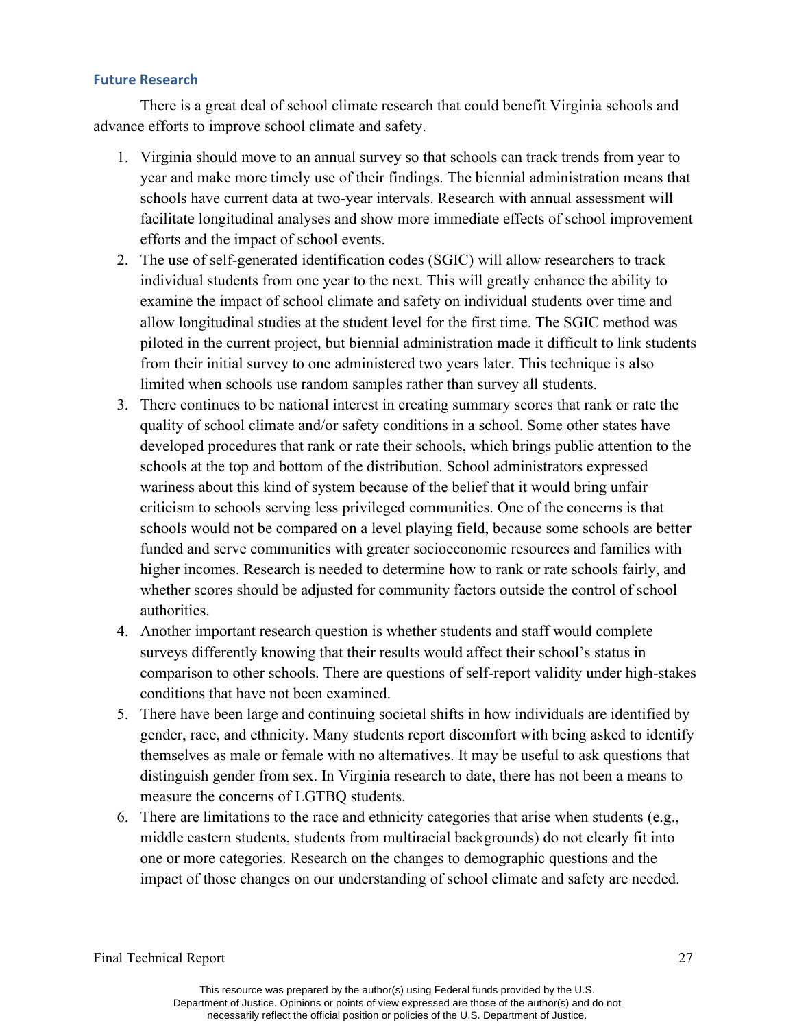## Future Research

There is a great deal of school climate research that could benefit Virginia schools and advance efforts to improve school climate and safety.

1. Virginia should move to an annual survey so that schools can track trends from year to year and make more timely use of their findings. The biennial administration means that schools have current data at two-year intervals. Research with annual assessment will facilitate longitudinal analyses and show more immediate effects of school improvement efforts and the impact of school events.
2. The use of self-generated identification codes (SGIC) will allow researchers to track individual students from one year to the next. This will greatly enhance the ability to examine the impact of school climate and safety on individual students over time and allow longitudinal studies at the student level for the first time. The SGIC method was piloted in the current project, but biennial administration made it difficult to link students from their initial survey to one administered two years later. This technique is also limited when schools use random samples rather than survey all students.
3. There continues to be national interest in creating summary scores that rank or rate the quality of school climate and/or safety conditions in a school. Some other states have developed procedures that rank or rate their schools, which brings public attention to the schools at the top and bottom of the distribution. School administrators expressed wariness about this kind of system because of the belief that it would bring unfair criticism to schools serving less privileged communities. One of the concerns is that schools would not be compared on a level playing field, because some schools are better funded and serve communities with greater socioeconomic resources and families with higher incomes. Research is needed to determine how to rank or rate schools fairly, and whether scores should be adjusted for community factors outside the control of school authorities.
4. Another important research question is whether students and staff would complete surveys differently knowing that their results would affect their school's status in comparison to other schools. There are questions of self-report validity under high-stakes conditions that have not been examined.
5. There have been large and continuing societal shifts in how individuals are identified by gender, race, and ethnicity. Many students report discomfort with being asked to identify themselves as male or female with no alternatives. It may be useful to ask questions that distinguish gender from sex. In Virginia research to date, there has not been a means to measure the concerns of LGTBQ students.
6. There are limitations to the race and ethnicity categories that arise when students (e.g., middle eastern students, students from multiracial backgrounds) do not clearly fit into one or more categories. Research on the changes to demographic questions and the impact of those changes on our understanding of school climate and safety are needed.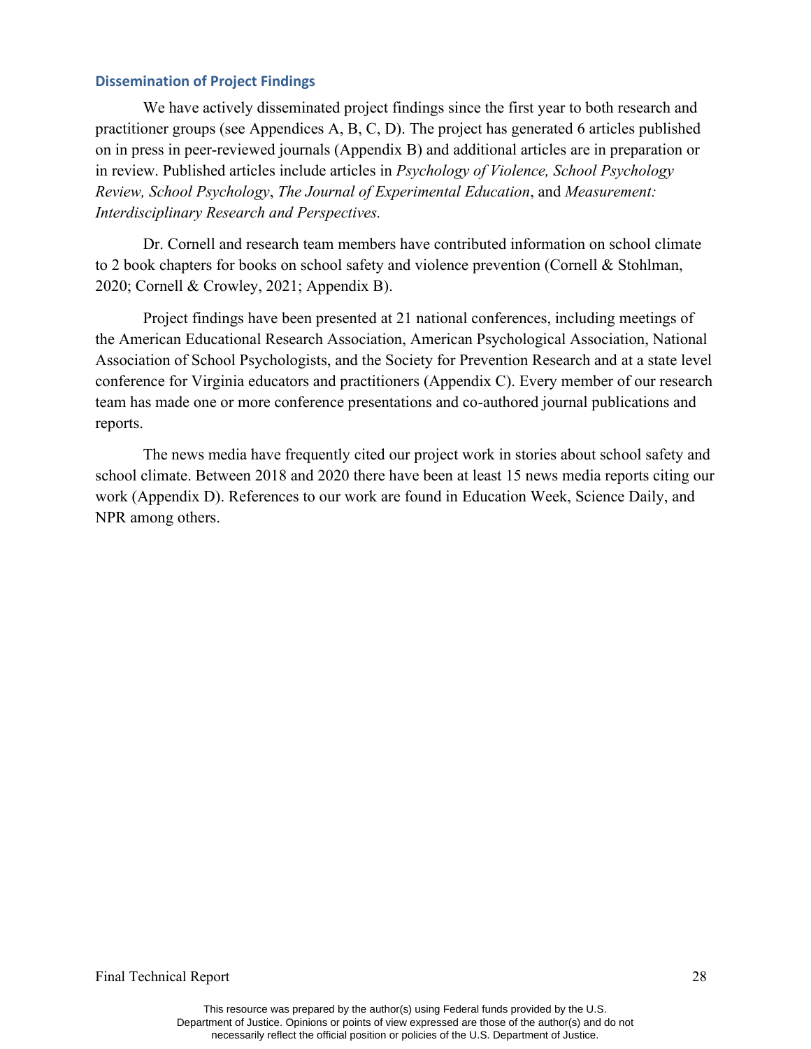### Dissemination of Project Findings

We have actively disseminated project findings since the first year to both research and practitioner groups (see Appendices A, B, C, D). The project has generated 6 articles published on in press in peer-reviewed journals (Appendix B) and additional articles are in preparation or in review. Published articles include articles in *Psychology of Violence, School Psychology Review, School Psychology*, *The Journal of Experimental Education*, and *Measurement: Interdisciplinary Research and Perspectives.*

Dr. Cornell and research team members have contributed information on school climate to 2 book chapters for books on school safety and violence prevention (Cornell & Stohlman, 2020; Cornell & Crowley, 2021; Appendix B).

Project findings have been presented at 21 national conferences, including meetings of the American Educational Research Association, American Psychological Association, National Association of School Psychologists, and the Society for Prevention Research and at a state level conference for Virginia educators and practitioners (Appendix C). Every member of our research team has made one or more conference presentations and co-authored journal publications and reports.

The news media have frequently cited our project work in stories about school safety and school climate. Between 2018 and 2020 there have been at least 15 news media reports citing our work (Appendix D). References to our work are found in Education Week, Science Daily, and NPR among others.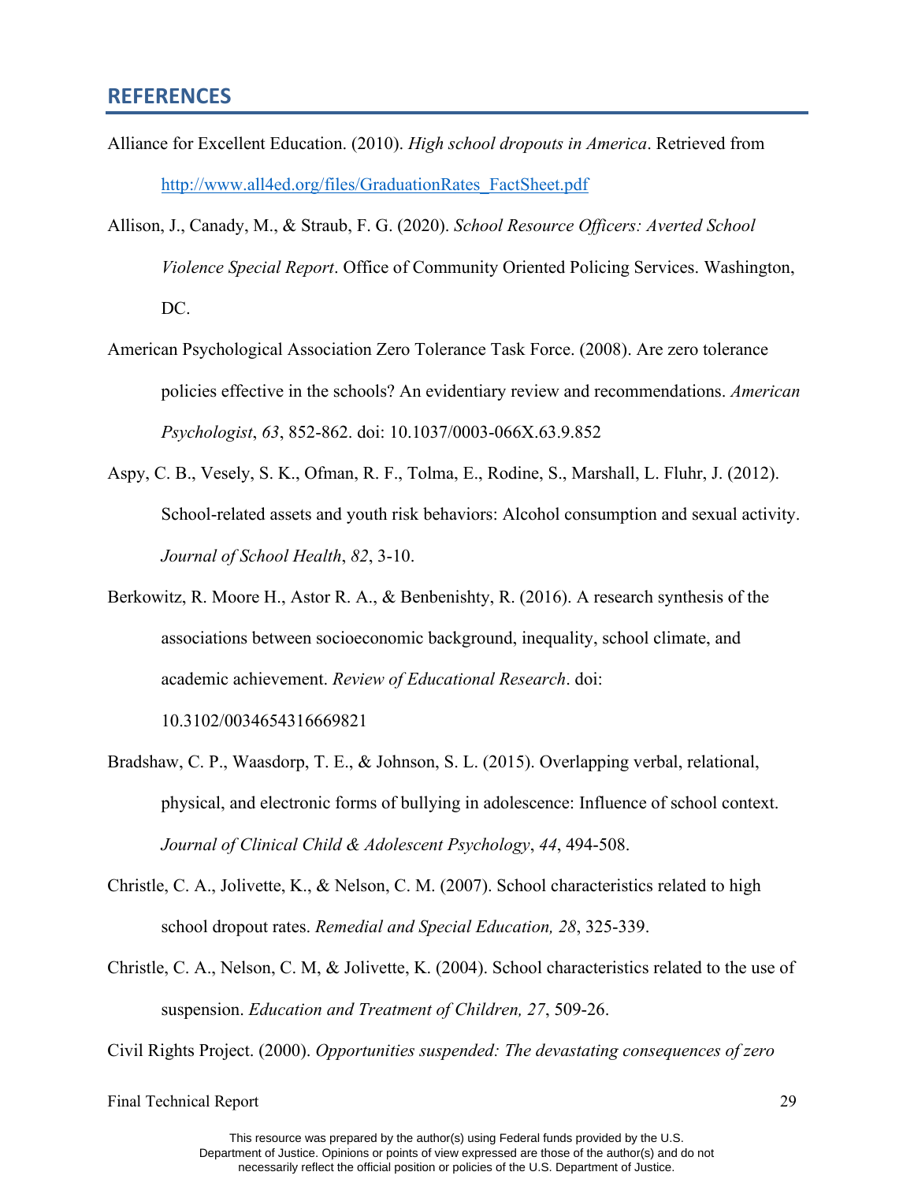## REFERENCES

Alliance for Excellent Education. (2010). *High school dropouts in America*. Retrieved from http://www.all4ed.org/files/GraduationRates_FactSheet.pdf

Allison, J., Canady, M., & Straub, F. G. (2020). *School Resource Officers: Averted School Violence Special Report*. Office of Community Oriented Policing Services. Washington, DC.

American Psychological Association Zero Tolerance Task Force. (2008). Are zero tolerance policies effective in the schools? An evidentiary review and recommendations. *American Psychologist*, *63*, 852-862. doi: 10.1037/0003-066X.63.9.852

Aspy, C. B., Vesely, S. K., Ofman, R. F., Tolma, E., Rodine, S., Marshall, L. Fluhr, J. (2012). School-related assets and youth risk behaviors: Alcohol consumption and sexual activity. *Journal of School Health*, *82*, 3-10.

Berkowitz, R. Moore H., Astor R. A., & Benbenishty, R. (2016). A research synthesis of the associations between socioeconomic background, inequality, school climate, and academic achievement. *Review of Educational Research*. doi: 10.3102/0034654316669821

Bradshaw, C. P., Waasdorp, T. E., & Johnson, S. L. (2015). Overlapping verbal, relational, physical, and electronic forms of bullying in adolescence: Influence of school context. *Journal of Clinical Child & Adolescent Psychology*, *44*, 494-508.

Christle, C. A., Jolivette, K., & Nelson, C. M. (2007). School characteristics related to high school dropout rates. *Remedial and Special Education, 28*, 325-339.

Christle, C. A., Nelson, C. M, & Jolivette, K. (2004). School characteristics related to the use of suspension. *Education and Treatment of Children, 27*, 509-26.

Civil Rights Project. (2000). *Opportunities suspended: The devastating consequences of zero*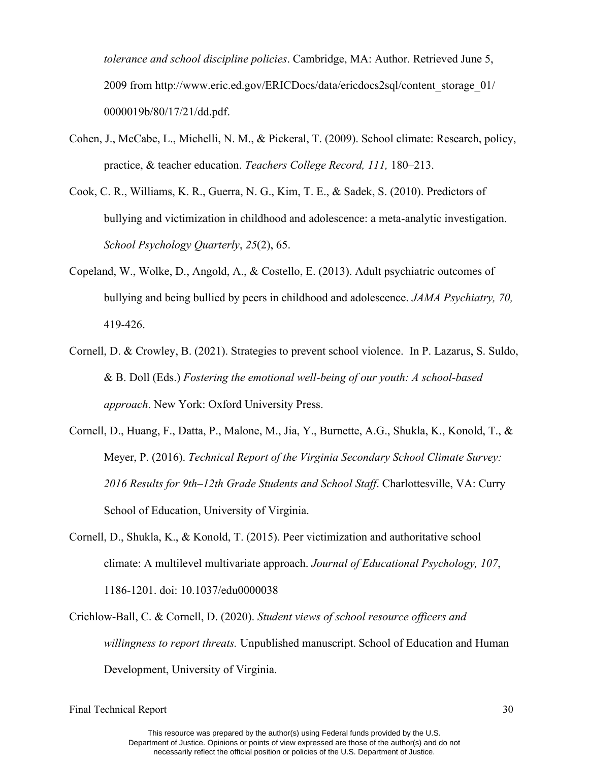*tolerance and school discipline policies*. Cambridge, MA: Author. Retrieved June 5, 2009 from http://www.eric.ed.gov/ERICDocs/data/ericdocs2sql/content_storage_01/0000019b/80/17/21/dd.pdf.

Cohen, J., McCabe, L., Michelli, N. M., & Pickeral, T. (2009). School climate: Research, policy, practice, & teacher education. *Teachers College Record, 111,* 180–213.

Cook, C. R., Williams, K. R., Guerra, N. G., Kim, T. E., & Sadek, S. (2010). Predictors of bullying and victimization in childhood and adolescence: a meta-analytic investigation. *School Psychology Quarterly*, *25*(2), 65.

Copeland, W., Wolke, D., Angold, A., & Costello, E. (2013). Adult psychiatric outcomes of bullying and being bullied by peers in childhood and adolescence. *JAMA Psychiatry, 70,* 419-426.

Cornell, D. & Crowley, B. (2021). Strategies to prevent school violence. In P. Lazarus, S. Suldo, & B. Doll (Eds.) *Fostering the emotional well-being of our youth: A school-based approach*. New York: Oxford University Press.

Cornell, D., Huang, F., Datta, P., Malone, M., Jia, Y., Burnette, A.G., Shukla, K., Konold, T., & Meyer, P. (2016). *Technical Report of the Virginia Secondary School Climate Survey: 2016 Results for 9th–12th Grade Students and School Staff*. Charlottesville, VA: Curry School of Education, University of Virginia.

Cornell, D., Shukla, K., & Konold, T. (2015). Peer victimization and authoritative school climate: A multilevel multivariate approach. *Journal of Educational Psychology, 107*, 1186-1201. doi: 10.1037/edu0000038

Crichlow-Ball, C. & Cornell, D. (2020). *Student views of school resource officers and willingness to report threats.* Unpublished manuscript. School of Education and Human Development, University of Virginia.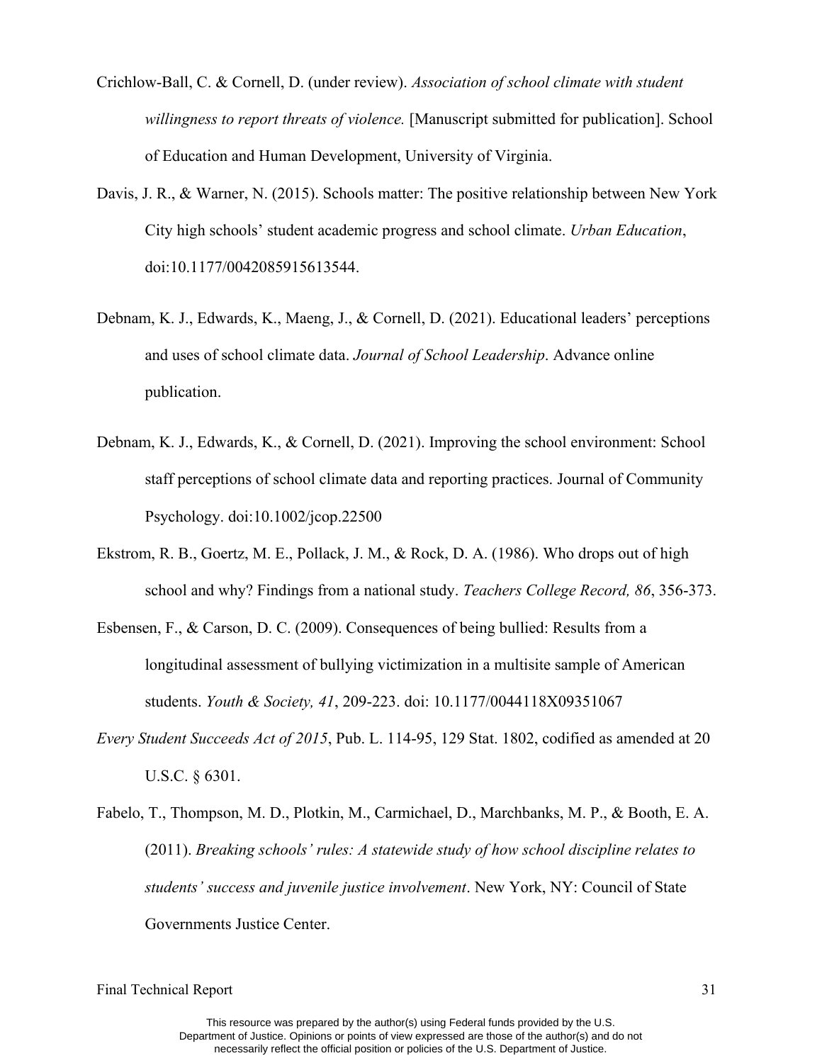Crichlow-Ball, C. & Cornell, D. (under review). *Association of school climate with student willingness to report threats of violence.* [Manuscript submitted for publication]. School of Education and Human Development, University of Virginia.

Davis, J. R., & Warner, N. (2015). Schools matter: The positive relationship between New York City high schools' student academic progress and school climate. *Urban Education*, doi:10.1177/0042085915613544.

Debnam, K. J., Edwards, K., Maeng, J., & Cornell, D. (2021). Educational leaders' perceptions and uses of school climate data. *Journal of School Leadership*. Advance online publication.

Debnam, K. J., Edwards, K., & Cornell, D. (2021). Improving the school environment: School staff perceptions of school climate data and reporting practices. Journal of Community Psychology. doi:10.1002/jcop.22500

Ekstrom, R. B., Goertz, M. E., Pollack, J. M., & Rock, D. A. (1986). Who drops out of high school and why? Findings from a national study. *Teachers College Record, 86*, 356-373.

Esbensen, F., & Carson, D. C. (2009). Consequences of being bullied: Results from a longitudinal assessment of bullying victimization in a multisite sample of American students. *Youth & Society, 41*, 209-223. doi: 10.1177/0044118X09351067

*Every Student Succeeds Act of 2015*, Pub. L. 114-95, 129 Stat. 1802, codified as amended at 20 U.S.C. § 6301.

Fabelo, T., Thompson, M. D., Plotkin, M., Carmichael, D., Marchbanks, M. P., & Booth, E. A. (2011). *Breaking schools' rules: A statewide study of how school discipline relates to students' success and juvenile justice involvement*. New York, NY: Council of State Governments Justice Center.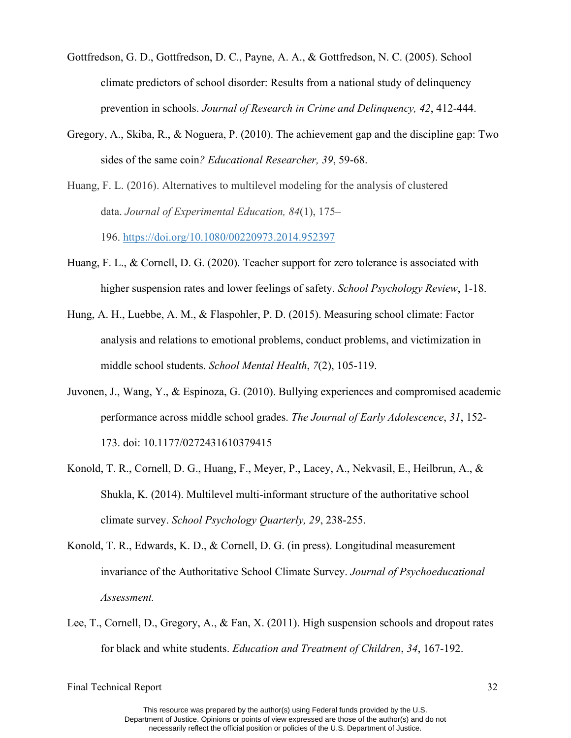Gottfredson, G. D., Gottfredson, D. C., Payne, A. A., & Gottfredson, N. C. (2005). School climate predictors of school disorder: Results from a national study of delinquency prevention in schools. *Journal of Research in Crime and Delinquency, 42*, 412-444.

Gregory, A., Skiba, R., & Noguera, P. (2010). The achievement gap and the discipline gap: Two sides of the same coin*? Educational Researcher, 39*, 59-68.

Huang, F. L. (2016). Alternatives to multilevel modeling for the analysis of clustered data. *Journal of Experimental Education, 84*(1), 175–196. https://doi.org/10.1080/00220973.2014.952397

Huang, F. L., & Cornell, D. G. (2020). Teacher support for zero tolerance is associated with higher suspension rates and lower feelings of safety. *School Psychology Review*, 1-18.

Hung, A. H., Luebbe, A. M., & Flaspohler, P. D. (2015). Measuring school climate: Factor analysis and relations to emotional problems, conduct problems, and victimization in middle school students. *School Mental Health*, *7*(2), 105-119.

Juvonen, J., Wang, Y., & Espinoza, G. (2010). Bullying experiences and compromised academic performance across middle school grades. *The Journal of Early Adolescence*, *31*, 152-173. doi: 10.1177/0272431610379415

Konold, T. R., Cornell, D. G., Huang, F., Meyer, P., Lacey, A., Nekvasil, E., Heilbrun, A., & Shukla, K. (2014). Multilevel multi-informant structure of the authoritative school climate survey. *School Psychology Quarterly, 29*, 238-255.

Konold, T. R., Edwards, K. D., & Cornell, D. G. (in press). Longitudinal measurement invariance of the Authoritative School Climate Survey. *Journal of Psychoeducational Assessment.*

Lee, T., Cornell, D., Gregory, A., & Fan, X. (2011). High suspension schools and dropout rates for black and white students. *Education and Treatment of Children*, *34*, 167-192.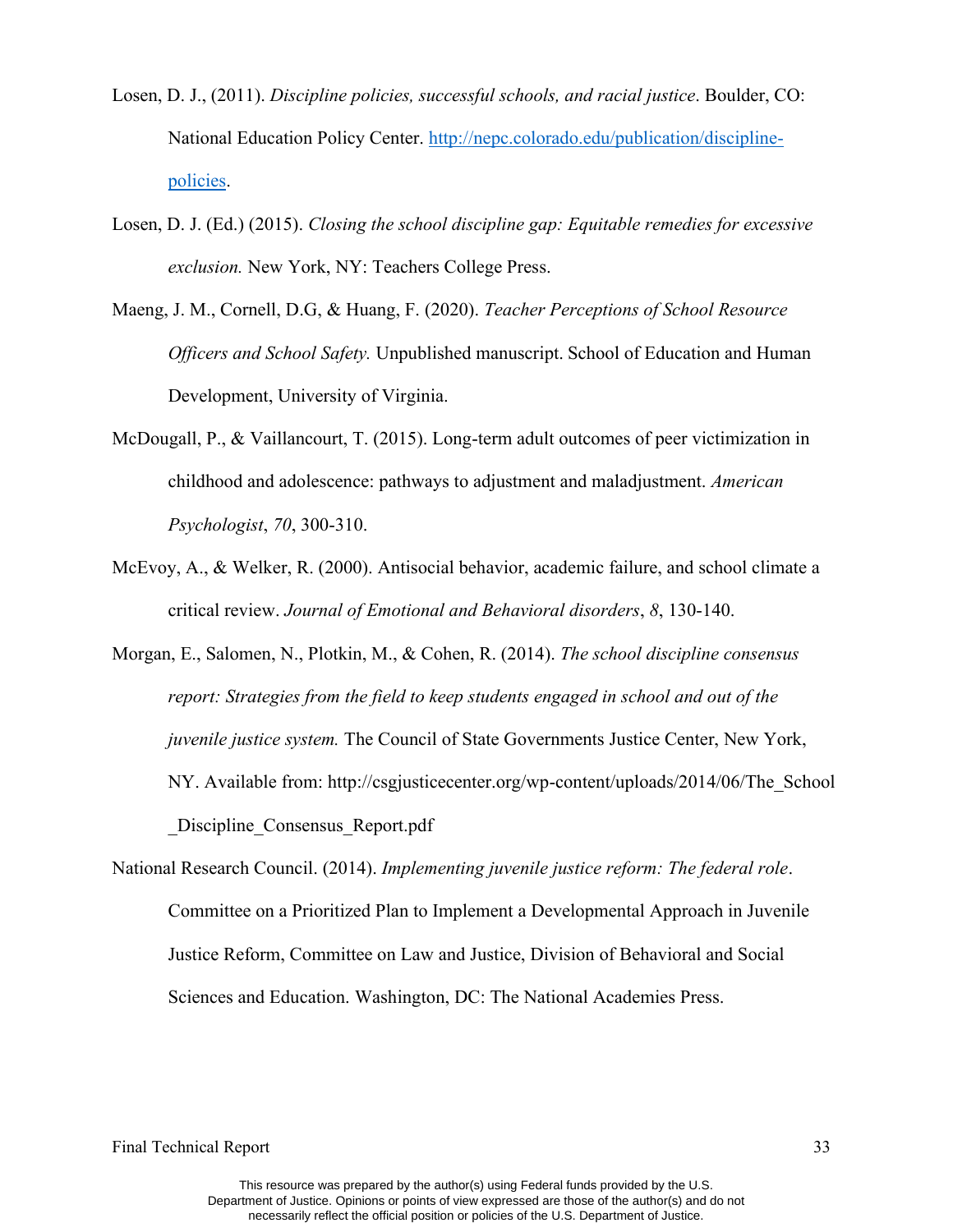Losen, D. J., (2011). *Discipline policies, successful schools, and racial justice*. Boulder, CO: National Education Policy Center. http://nepc.colorado.edu/publication/discipline-policies.

Losen, D. J. (Ed.) (2015). *Closing the school discipline gap: Equitable remedies for excessive exclusion.* New York, NY: Teachers College Press.

Maeng, J. M., Cornell, D.G, & Huang, F. (2020). *Teacher Perceptions of School Resource Officers and School Safety.* Unpublished manuscript. School of Education and Human Development, University of Virginia.

McDougall, P., & Vaillancourt, T. (2015). Long-term adult outcomes of peer victimization in childhood and adolescence: pathways to adjustment and maladjustment. *American Psychologist*, *70*, 300-310.

McEvoy, A., & Welker, R. (2000). Antisocial behavior, academic failure, and school climate a critical review. *Journal of Emotional and Behavioral disorders*, *8*, 130-140.

Morgan, E., Salomen, N., Plotkin, M., & Cohen, R. (2014). *The school discipline consensus report: Strategies from the field to keep students engaged in school and out of the juvenile justice system.* The Council of State Governments Justice Center, New York, NY. Available from: http://csgjusticecenter.org/wp-content/uploads/2014/06/The_School_Discipline_Consensus_Report.pdf

National Research Council. (2014). *Implementing juvenile justice reform: The federal role*. Committee on a Prioritized Plan to Implement a Developmental Approach in Juvenile Justice Reform, Committee on Law and Justice, Division of Behavioral and Social Sciences and Education. Washington, DC: The National Academies Press.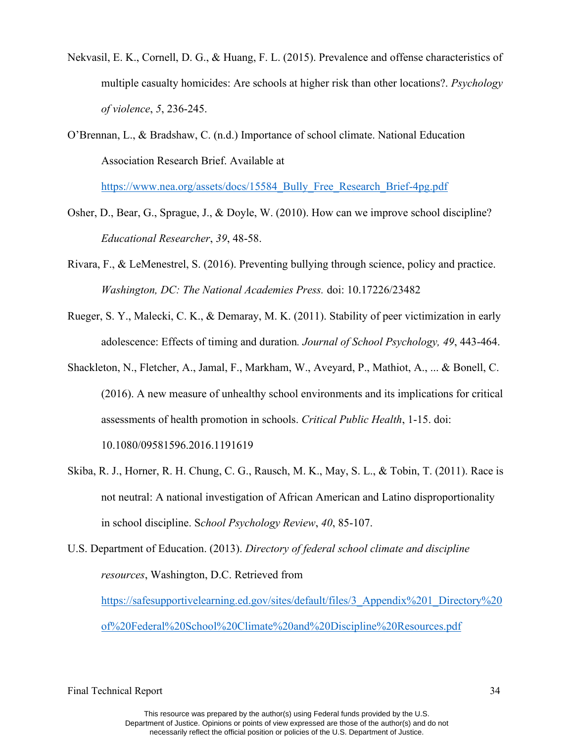Nekvasil, E. K., Cornell, D. G., & Huang, F. L. (2015). Prevalence and offense characteristics of multiple casualty homicides: Are schools at higher risk than other locations?. *Psychology of violence*, *5*, 236-245.

O'Brennan, L., & Bradshaw, C. (n.d.) Importance of school climate. National Education Association Research Brief. Available at https://www.nea.org/assets/docs/15584_Bully_Free_Research_Brief-4pg.pdf

Osher, D., Bear, G., Sprague, J., & Doyle, W. (2010). How can we improve school discipline? *Educational Researcher*, *39*, 48-58.

Rivara, F., & LeMenestrel, S. (2016). Preventing bullying through science, policy and practice. *Washington, DC: The National Academies Press.* doi: 10.17226/23482

Rueger, S. Y., Malecki, C. K., & Demaray, M. K. (2011). Stability of peer victimization in early adolescence: Effects of timing and duration*. Journal of School Psychology, 49*, 443-464.

Shackleton, N., Fletcher, A., Jamal, F., Markham, W., Aveyard, P., Mathiot, A., ... & Bonell, C. (2016). A new measure of unhealthy school environments and its implications for critical assessments of health promotion in schools. *Critical Public Health*, 1-15. doi: 10.1080/09581596.2016.1191619

Skiba, R. J., Horner, R. H. Chung, C. G., Rausch, M. K., May, S. L., & Tobin, T. (2011). Race is not neutral: A national investigation of African American and Latino disproportionality in school discipline. S*chool Psychology Review*, *40*, 85-107.

U.S. Department of Education. (2013). *Directory of federal school climate and discipline resources*, Washington, D.C. Retrieved from https://safesupportivelearning.ed.gov/sites/default/files/3_Appendix%201_Directory%20of%20Federal%20School%20Climate%20and%20Discipline%20Resources.pdf

This resource was prepared by the author(s) using Federal funds provided by the U.S. Department of Justice. Opinions or points of view expressed are those of the author(s) and do not necessarily reflect the official position or policies of the U.S. Department of Justice.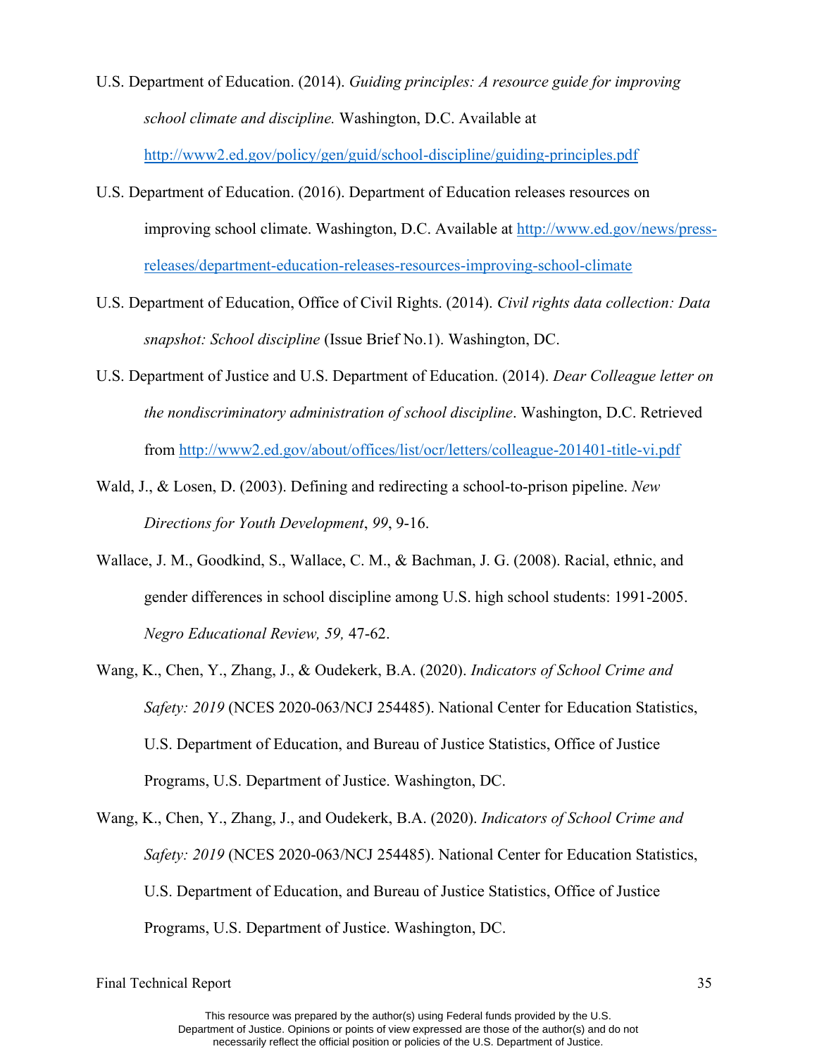U.S. Department of Education. (2014). *Guiding principles: A resource guide for improving school climate and discipline.* Washington, D.C. Available at http://www2.ed.gov/policy/gen/guid/school-discipline/guiding-principles.pdf

U.S. Department of Education. (2016). Department of Education releases resources on improving school climate. Washington, D.C. Available at http://www.ed.gov/news/press-releases/department-education-releases-resources-improving-school-climate

U.S. Department of Education, Office of Civil Rights. (2014). *Civil rights data collection: Data snapshot: School discipline* (Issue Brief No.1). Washington, DC.

U.S. Department of Justice and U.S. Department of Education. (2014). *Dear Colleague letter on the nondiscriminatory administration of school discipline*. Washington, D.C. Retrieved from http://www2.ed.gov/about/offices/list/ocr/letters/colleague-201401-title-vi.pdf

Wald, J., & Losen, D. (2003). Defining and redirecting a school-to-prison pipeline. *New Directions for Youth Development*, *99*, 9-16.

Wallace, J. M., Goodkind, S., Wallace, C. M., & Bachman, J. G. (2008). Racial, ethnic, and gender differences in school discipline among U.S. high school students: 1991-2005. *Negro Educational Review, 59,* 47-62.

Wang, K., Chen, Y., Zhang, J., & Oudekerk, B.A. (2020). *Indicators of School Crime and Safety: 2019* (NCES 2020-063/NCJ 254485). National Center for Education Statistics, U.S. Department of Education, and Bureau of Justice Statistics, Office of Justice Programs, U.S. Department of Justice. Washington, DC.

Wang, K., Chen, Y., Zhang, J., and Oudekerk, B.A. (2020). *Indicators of School Crime and Safety: 2019* (NCES 2020-063/NCJ 254485). National Center for Education Statistics, U.S. Department of Education, and Bureau of Justice Statistics, Office of Justice Programs, U.S. Department of Justice. Washington, DC.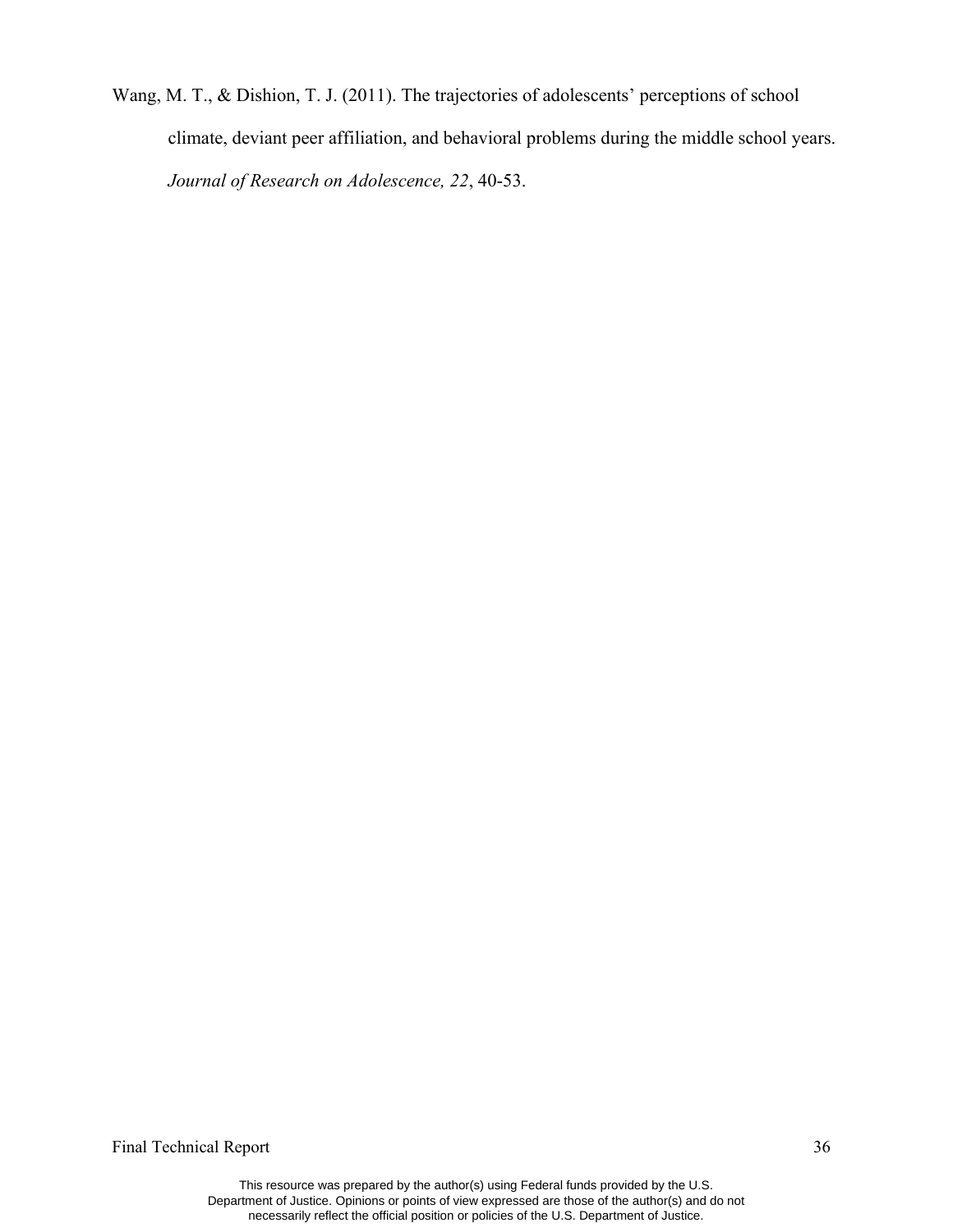Wang, M. T., & Dishion, T. J. (2011). The trajectories of adolescents' perceptions of school climate, deviant peer affiliation, and behavioral problems during the middle school years. *Journal of Research on Adolescence, 22*, 40-53.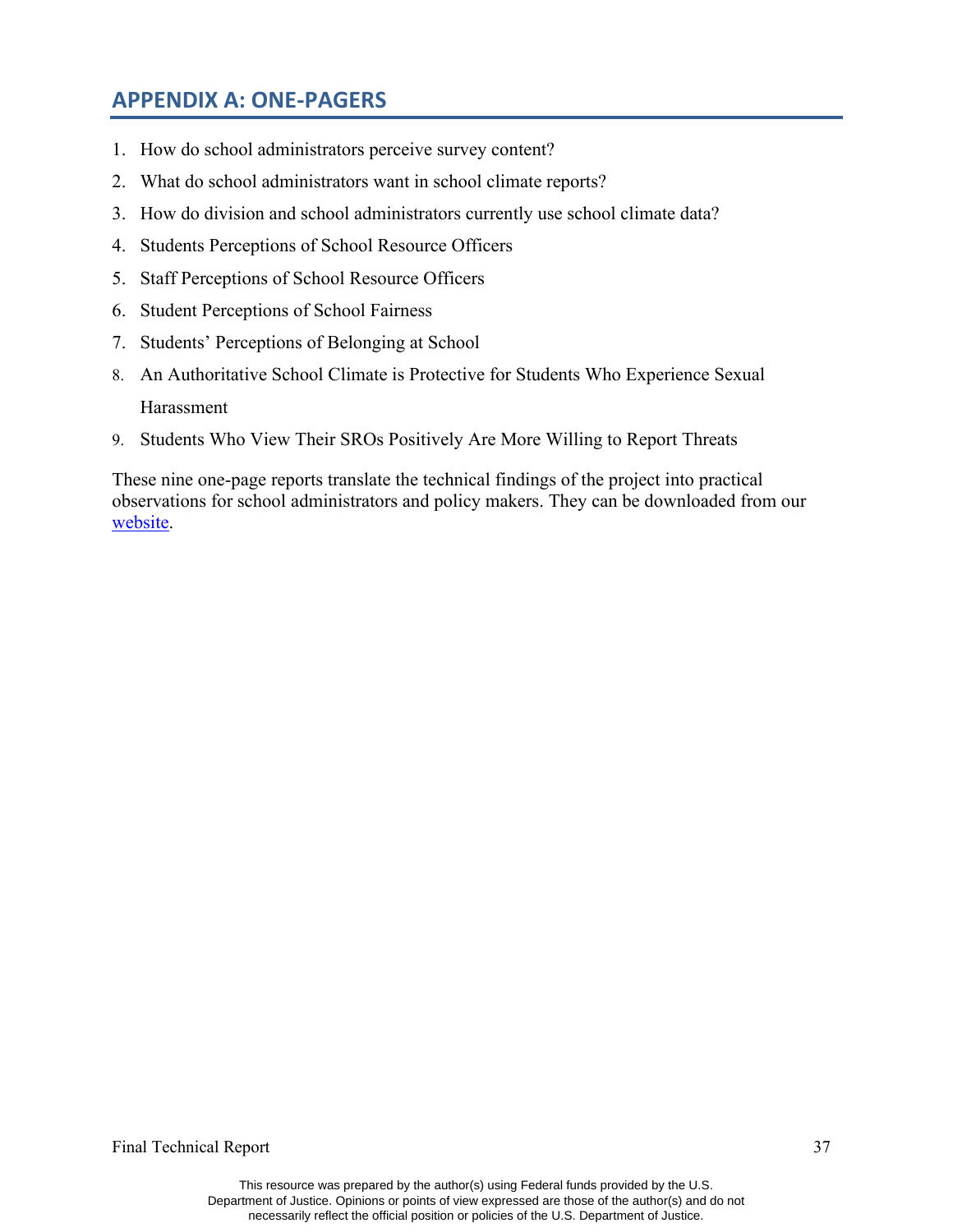## APPENDIX A: ONE-PAGERS

1. How do school administrators perceive survey content?
2. What do school administrators want in school climate reports?
3. How do division and school administrators currently use school climate data?
4. Students Perceptions of School Resource Officers
5. Staff Perceptions of School Resource Officers
6. Student Perceptions of School Fairness
7. Students' Perceptions of Belonging at School
8. An Authoritative School Climate is Protective for Students Who Experience Sexual Harassment
9. Students Who View Their SROs Positively Are More Willing to Report Threats

These nine one-page reports translate the technical findings of the project into practical observations for school administrators and policy makers. They can be downloaded from our website.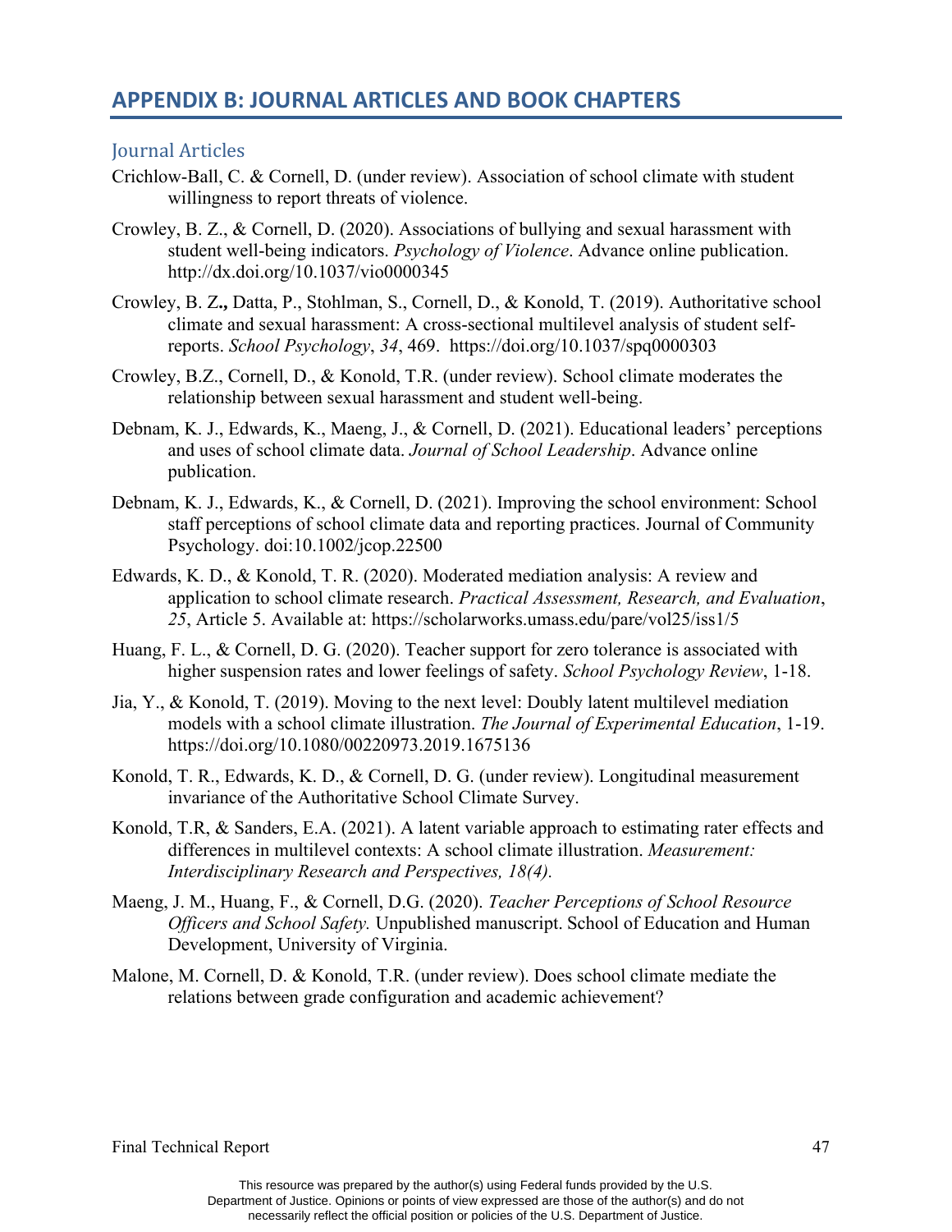# APPENDIX B: JOURNAL ARTICLES AND BOOK CHAPTERS

## Journal Articles

Crichlow-Ball, C. & Cornell, D. (under review). Association of school climate with student willingness to report threats of violence.

Crowley, B. Z., & Cornell, D. (2020). Associations of bullying and sexual harassment with student well-being indicators. *Psychology of Violence*. Advance online publication. http://dx.doi.org/10.1037/vio0000345

Crowley, B. Z**.,** Datta, P., Stohlman, S., Cornell, D., & Konold, T. (2019). Authoritative school climate and sexual harassment: A cross-sectional multilevel analysis of student self-reports. *School Psychology*, *34*, 469. https://doi.org/10.1037/spq0000303

Crowley, B.Z., Cornell, D., & Konold, T.R. (under review). School climate moderates the relationship between sexual harassment and student well-being.

Debnam, K. J., Edwards, K., Maeng, J., & Cornell, D. (2021). Educational leaders' perceptions and uses of school climate data. *Journal of School Leadership*. Advance online publication.

Debnam, K. J., Edwards, K., & Cornell, D. (2021). Improving the school environment: School staff perceptions of school climate data and reporting practices. Journal of Community Psychology. doi:10.1002/jcop.22500

Edwards, K. D., & Konold, T. R. (2020). Moderated mediation analysis: A review and application to school climate research. *Practical Assessment, Research, and Evaluation*, *25*, Article 5. Available at: https://scholarworks.umass.edu/pare/vol25/iss1/5

Huang, F. L., & Cornell, D. G. (2020). Teacher support for zero tolerance is associated with higher suspension rates and lower feelings of safety. *School Psychology Review*, 1-18.

Jia, Y., & Konold, T. (2019). Moving to the next level: Doubly latent multilevel mediation models with a school climate illustration. *The Journal of Experimental Education*, 1-19. https://doi.org/10.1080/00220973.2019.1675136

Konold, T. R., Edwards, K. D., & Cornell, D. G. (under review). Longitudinal measurement invariance of the Authoritative School Climate Survey.

Konold, T.R, & Sanders, E.A. (2021). A latent variable approach to estimating rater effects and differences in multilevel contexts: A school climate illustration. *Measurement: Interdisciplinary Research and Perspectives, 18(4).*

Maeng, J. M., Huang, F., & Cornell, D.G. (2020). *Teacher Perceptions of School Resource Officers and School Safety.* Unpublished manuscript. School of Education and Human Development, University of Virginia.

Malone, M. Cornell, D. & Konold, T.R. (under review). Does school climate mediate the relations between grade configuration and academic achievement?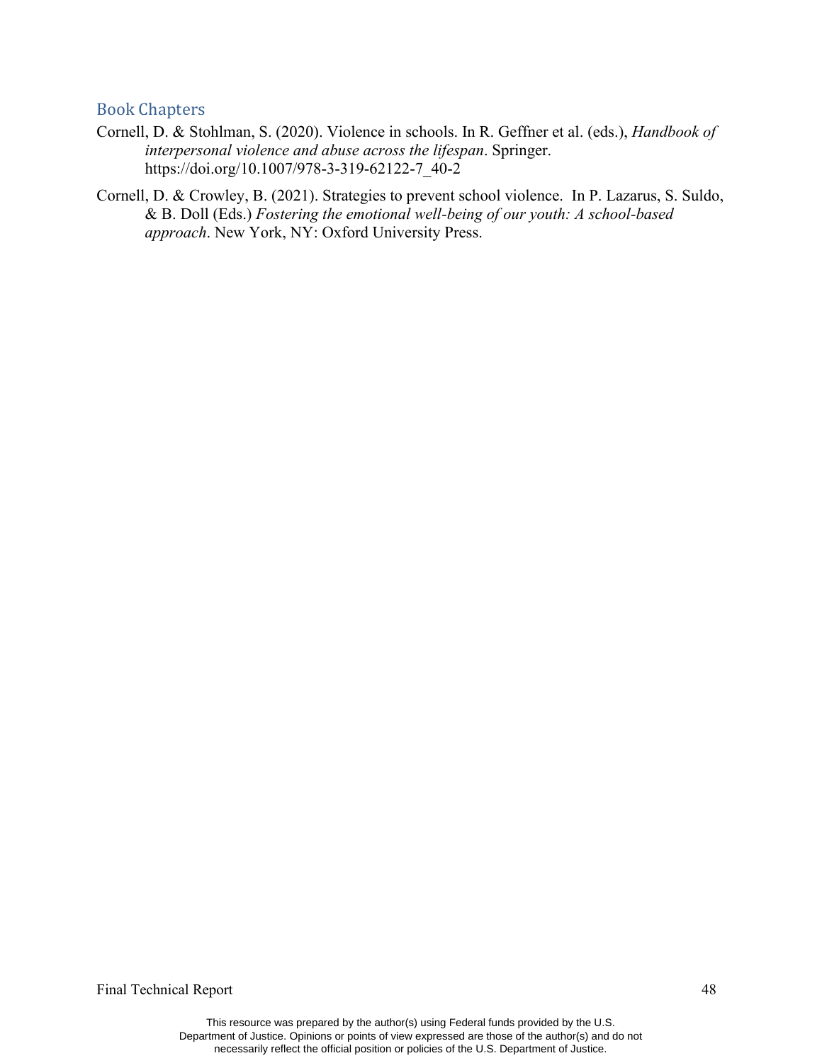## Book Chapters

Cornell, D. & Stohlman, S. (2020). Violence in schools. In R. Geffner et al. (eds.), *Handbook of interpersonal violence and abuse across the lifespan*. Springer. https://doi.org/10.1007/978-3-319-62122-7_40-2

Cornell, D. & Crowley, B. (2021). Strategies to prevent school violence. In P. Lazarus, S. Suldo, & B. Doll (Eds.) *Fostering the emotional well-being of our youth: A school-based approach*. New York, NY: Oxford University Press.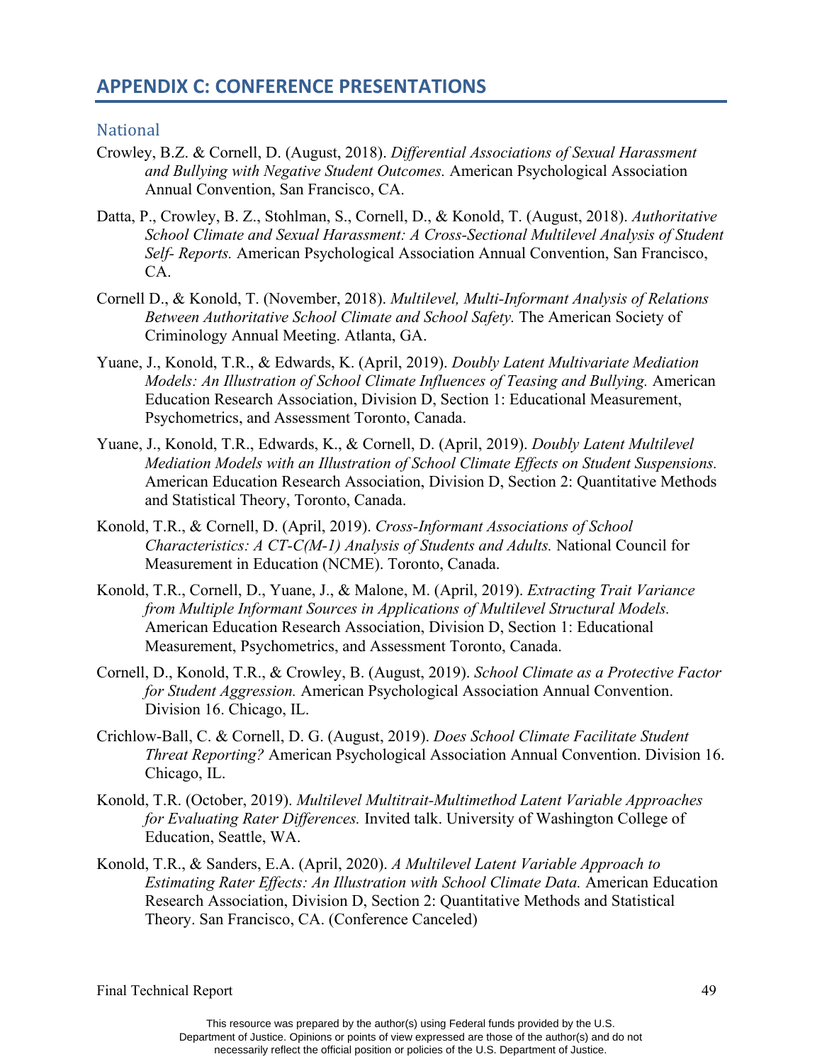## APPENDIX C: CONFERENCE PRESENTATIONS

### National

Crowley, B.Z. & Cornell, D. (August, 2018). *Differential Associations of Sexual Harassment and Bullying with Negative Student Outcomes.* American Psychological Association Annual Convention, San Francisco, CA.

Datta, P., Crowley, B. Z., Stohlman, S., Cornell, D., & Konold, T. (August, 2018). *Authoritative School Climate and Sexual Harassment: A Cross-Sectional Multilevel Analysis of Student Self- Reports.* American Psychological Association Annual Convention, San Francisco, CA.

Cornell D., & Konold, T. (November, 2018). *Multilevel, Multi-Informant Analysis of Relations Between Authoritative School Climate and School Safety.* The American Society of Criminology Annual Meeting. Atlanta, GA.

Yuane, J., Konold, T.R., & Edwards, K. (April, 2019). *Doubly Latent Multivariate Mediation Models: An Illustration of School Climate Influences of Teasing and Bullying.* American Education Research Association, Division D, Section 1: Educational Measurement, Psychometrics, and Assessment Toronto, Canada.

Yuane, J., Konold, T.R., Edwards, K., & Cornell, D. (April, 2019). *Doubly Latent Multilevel Mediation Models with an Illustration of School Climate Effects on Student Suspensions.* American Education Research Association, Division D, Section 2: Quantitative Methods and Statistical Theory, Toronto, Canada.

Konold, T.R., & Cornell, D. (April, 2019). *Cross-Informant Associations of School Characteristics: A CT-C(M-1) Analysis of Students and Adults.* National Council for Measurement in Education (NCME). Toronto, Canada.

Konold, T.R., Cornell, D., Yuane, J., & Malone, M. (April, 2019). *Extracting Trait Variance from Multiple Informant Sources in Applications of Multilevel Structural Models.* American Education Research Association, Division D, Section 1: Educational Measurement, Psychometrics, and Assessment Toronto, Canada.

Cornell, D., Konold, T.R., & Crowley, B. (August, 2019). *School Climate as a Protective Factor for Student Aggression.* American Psychological Association Annual Convention. Division 16. Chicago, IL.

Crichlow-Ball, C. & Cornell, D. G. (August, 2019). *Does School Climate Facilitate Student Threat Reporting?* American Psychological Association Annual Convention. Division 16. Chicago, IL.

Konold, T.R. (October, 2019). *Multilevel Multitrait-Multimethod Latent Variable Approaches for Evaluating Rater Differences.* Invited talk. University of Washington College of Education, Seattle, WA.

Konold, T.R., & Sanders, E.A. (April, 2020). *A Multilevel Latent Variable Approach to Estimating Rater Effects: An Illustration with School Climate Data.* American Education Research Association, Division D, Section 2: Quantitative Methods and Statistical Theory. San Francisco, CA. (Conference Canceled)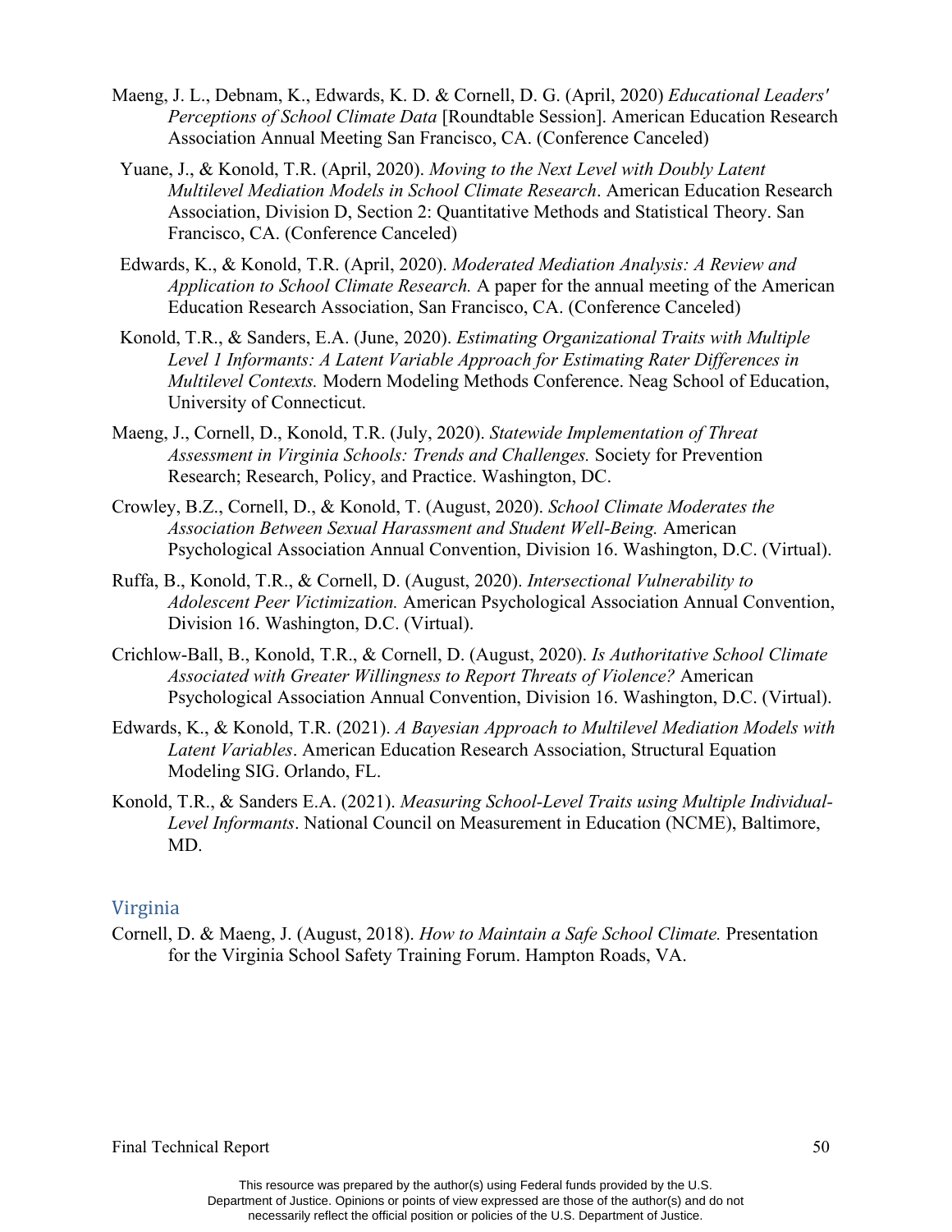Maeng, J. L., Debnam, K., Edwards, K. D. & Cornell, D. G. (April, 2020) *Educational Leaders' Perceptions of School Climate Data* [Roundtable Session]. American Education Research Association Annual Meeting San Francisco, CA. (Conference Canceled)

Yuane, J., & Konold, T.R. (April, 2020). *Moving to the Next Level with Doubly Latent Multilevel Mediation Models in School Climate Research*. American Education Research Association, Division D, Section 2: Quantitative Methods and Statistical Theory. San Francisco, CA. (Conference Canceled)

Edwards, K., & Konold, T.R. (April, 2020). *Moderated Mediation Analysis: A Review and Application to School Climate Research.* A paper for the annual meeting of the American Education Research Association, San Francisco, CA. (Conference Canceled)

Konold, T.R., & Sanders, E.A. (June, 2020). *Estimating Organizational Traits with Multiple Level 1 Informants: A Latent Variable Approach for Estimating Rater Differences in Multilevel Contexts.* Modern Modeling Methods Conference. Neag School of Education, University of Connecticut.

Maeng, J., Cornell, D., Konold, T.R. (July, 2020). *Statewide Implementation of Threat Assessment in Virginia Schools: Trends and Challenges.* Society for Prevention Research; Research, Policy, and Practice. Washington, DC.

Crowley, B.Z., Cornell, D., & Konold, T. (August, 2020). *School Climate Moderates the Association Between Sexual Harassment and Student Well-Being.* American Psychological Association Annual Convention, Division 16. Washington, D.C. (Virtual).

Ruffa, B., Konold, T.R., & Cornell, D. (August, 2020). *Intersectional Vulnerability to Adolescent Peer Victimization.* American Psychological Association Annual Convention, Division 16. Washington, D.C. (Virtual).

Crichlow-Ball, B., Konold, T.R., & Cornell, D. (August, 2020). *Is Authoritative School Climate Associated with Greater Willingness to Report Threats of Violence?* American Psychological Association Annual Convention, Division 16. Washington, D.C. (Virtual).

Edwards, K., & Konold, T.R. (2021). *A Bayesian Approach to Multilevel Mediation Models with Latent Variables*. American Education Research Association, Structural Equation Modeling SIG. Orlando, FL.

Konold, T.R., & Sanders E.A. (2021). *Measuring School-Level Traits using Multiple Individual-Level Informants*. National Council on Measurement in Education (NCME), Baltimore, MD.

## Virginia

Cornell, D. & Maeng, J. (August, 2018). *How to Maintain a Safe School Climate.* Presentation for the Virginia School Safety Training Forum. Hampton Roads, VA.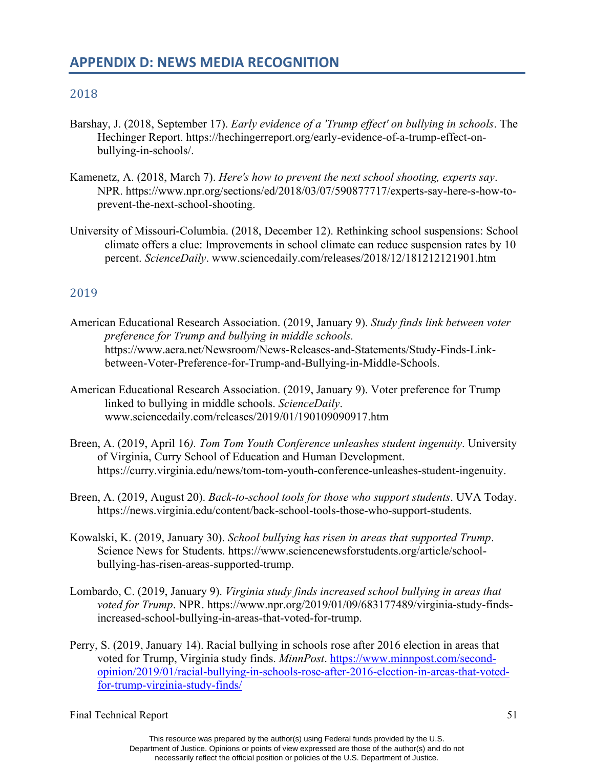## APPENDIX D: NEWS MEDIA RECOGNITION

### 2018

Barshay, J. (2018, September 17). *Early evidence of a 'Trump effect' on bullying in schools*. The Hechinger Report. https://hechingerreport.org/early-evidence-of-a-trump-effect-on-bullying-in-schools/.

Kamenetz, A. (2018, March 7). *Here's how to prevent the next school shooting, experts say*. NPR. https://www.npr.org/sections/ed/2018/03/07/590877717/experts-say-here-s-how-to-prevent-the-next-school-shooting.

University of Missouri-Columbia. (2018, December 12). Rethinking school suspensions: School climate offers a clue: Improvements in school climate can reduce suspension rates by 10 percent. *ScienceDaily*. www.sciencedaily.com/releases/2018/12/181212121901.htm

### 2019

American Educational Research Association. (2019, January 9). *Study finds link between voter preference for Trump and bullying in middle schools.* https://www.aera.net/Newsroom/News-Releases-and-Statements/Study-Finds-Link-between-Voter-Preference-for-Trump-and-Bullying-in-Middle-Schools.

American Educational Research Association. (2019, January 9). Voter preference for Trump linked to bullying in middle schools. *ScienceDaily*. www.sciencedaily.com/releases/2019/01/190109090917.htm

Breen, A. (2019, April 16*). Tom Tom Youth Conference unleashes student ingenuity*. University of Virginia, Curry School of Education and Human Development. https://curry.virginia.edu/news/tom-tom-youth-conference-unleashes-student-ingenuity.

Breen, A. (2019, August 20). *Back-to-school tools for those who support students*. UVA Today. https://news.virginia.edu/content/back-school-tools-those-who-support-students.

Kowalski, K. (2019, January 30). *School bullying has risen in areas that supported Trump*. Science News for Students. https://www.sciencenewsforstudents.org/article/school-bullying-has-risen-areas-supported-trump.

Lombardo, C. (2019, January 9). *Virginia study finds increased school bullying in areas that voted for Trump*. NPR. https://www.npr.org/2019/01/09/683177489/virginia-study-finds-increased-school-bullying-in-areas-that-voted-for-trump.

Perry, S. (2019, January 14). Racial bullying in schools rose after 2016 election in areas that voted for Trump, Virginia study finds. *MinnPost*. https://www.minnpost.com/second-opinion/2019/01/racial-bullying-in-schools-rose-after-2016-election-in-areas-that-voted-for-trump-virginia-study-finds/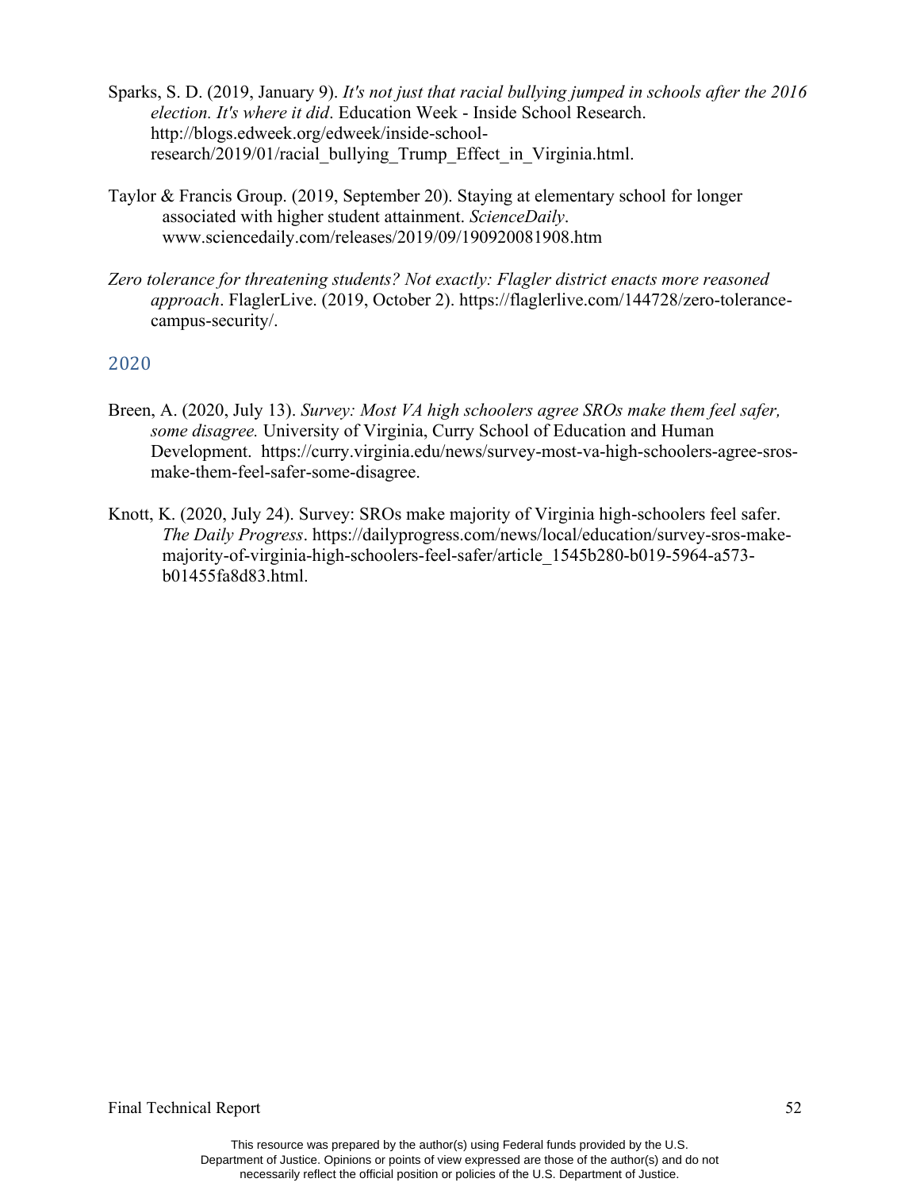Sparks, S. D. (2019, January 9). *It's not just that racial bullying jumped in schools after the 2016 election. It's where it did*. Education Week - Inside School Research. http://blogs.edweek.org/edweek/inside-school-research/2019/01/racial_bullying_Trump_Effect_in_Virginia.html.

Taylor & Francis Group. (2019, September 20). Staying at elementary school for longer associated with higher student attainment. *ScienceDaily*. www.sciencedaily.com/releases/2019/09/190920081908.htm

*Zero tolerance for threatening students? Not exactly: Flagler district enacts more reasoned approach*. FlaglerLive. (2019, October 2). https://flaglerlive.com/144728/zero-tolerance-campus-security/.

## 2020

Breen, A. (2020, July 13). *Survey: Most VA high schoolers agree SROs make them feel safer, some disagree.* University of Virginia, Curry School of Education and Human Development. https://curry.virginia.edu/news/survey-most-va-high-schoolers-agree-sros-make-them-feel-safer-some-disagree.

Knott, K. (2020, July 24). Survey: SROs make majority of Virginia high-schoolers feel safer. *The Daily Progress*. https://dailyprogress.com/news/local/education/survey-sros-make-majority-of-virginia-high-schoolers-feel-safer/article_1545b280-b019-5964-a573-b01455fa8d83.html.